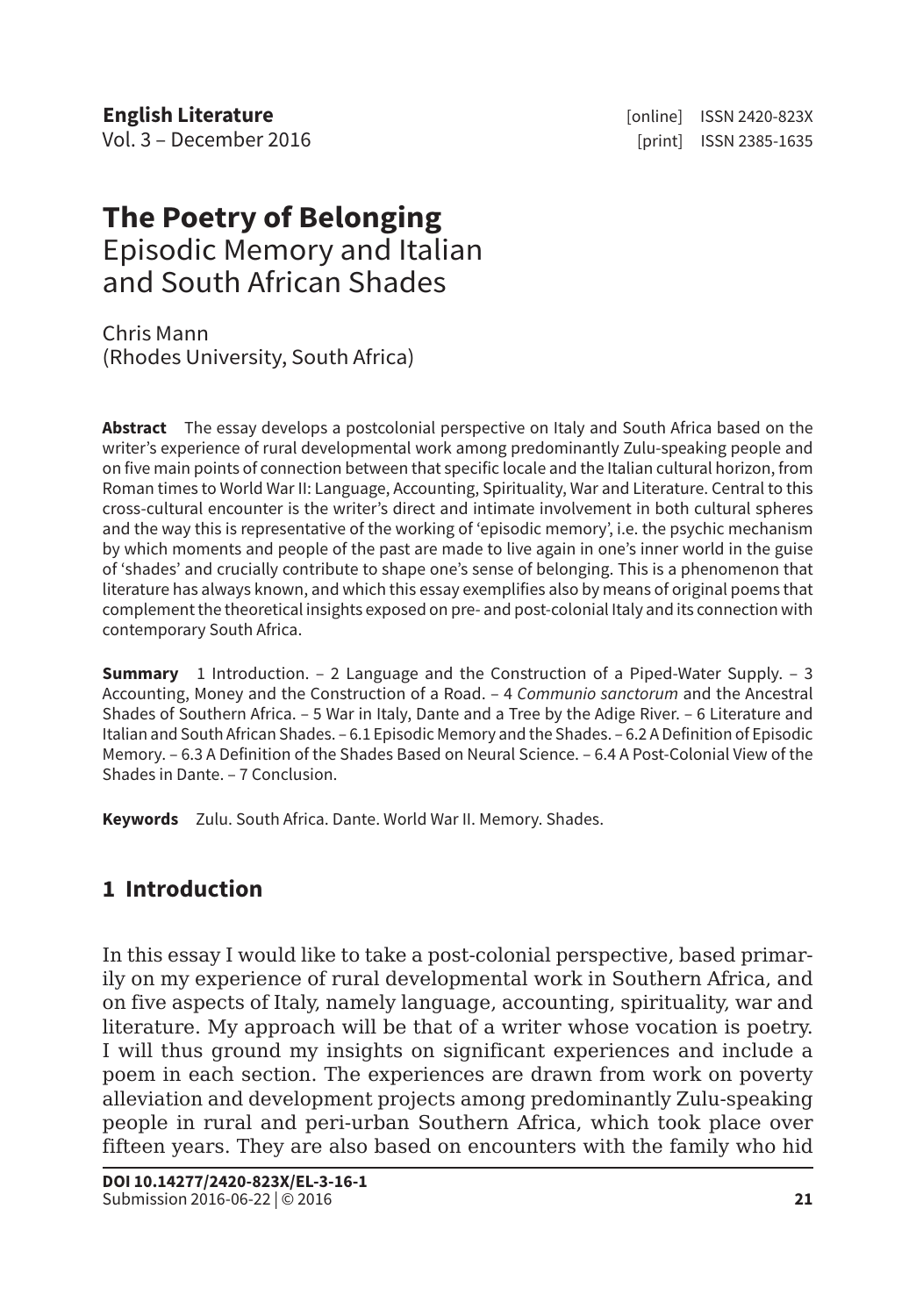# The Poetry of Belonging

## Episodic Memory and Italian and South African Shades

Chris Mann
(Rhodes University, South Africa)

**Abstract** The essay develops a postcolonial perspective on Italy and South Africa based on the writer's experience of rural developmental work among predominantly Zulu-speaking people and on five main points of connection between that specific locale and the Italian cultural horizon, from Roman times to World War II: Language, Accounting, Spirituality, War and Literature. Central to this cross-cultural encounter is the writer's direct and intimate involvement in both cultural spheres and the way this is representative of the working of 'episodic memory', i.e. the psychic mechanism by which moments and people of the past are made to live again in one's inner world in the guise of 'shades' and crucially contribute to shape one's sense of belonging. This is a phenomenon that literature has always known, and which this essay exemplifies also by means of original poems that complement the theoretical insights exposed on pre- and post-colonial Italy and its connection with contemporary South Africa.

**Summary** 1 Introduction. – 2 Language and the Construction of a Piped-Water Supply. – 3 Accounting, Money and the Construction of a Road. – 4 *Communio sanctorum* and the Ancestral Shades of Southern Africa. – 5 War in Italy, Dante and a Tree by the Adige River. – 6 Literature and Italian and South African Shades. – 6.1 Episodic Memory and the Shades. – 6.2 A Definition of Episodic Memory. – 6.3 A Definition of the Shades Based on Neural Science. – 6.4 A Post-Colonial View of the Shades in Dante. – 7 Conclusion.

**Keywords** Zulu. South Africa. Dante. World War II. Memory. Shades.

## 1 Introduction

In this essay I would like to take a post-colonial perspective, based primarily on my experience of rural developmental work in Southern Africa, and on five aspects of Italy, namely language, accounting, spirituality, war and literature. My approach will be that of a writer whose vocation is poetry. I will thus ground my insights on significant experiences and include a poem in each section. The experiences are drawn from work on poverty alleviation and development projects among predominantly Zulu-speaking people in rural and peri-urban Southern Africa, which took place over fifteen years. They are also based on encounters with the family who hid

**DOI 10.14277/2420-823X/EL-3-16-1**
Submission 2016-06-22 | © 2016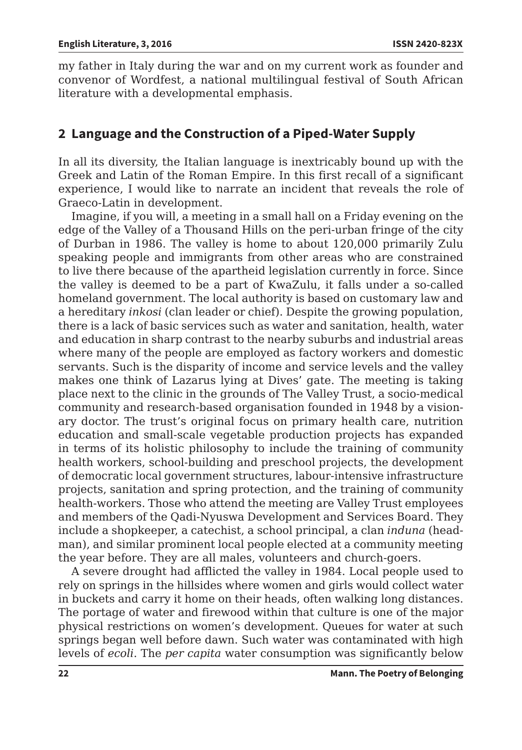my father in Italy during the war and on my current work as founder and convenor of Wordfest, a national multilingual festival of South African literature with a developmental emphasis.

## 2 Language and the Construction of a Piped-Water Supply

In all its diversity, the Italian language is inextricably bound up with the Greek and Latin of the Roman Empire. In this first recall of a significant experience, I would like to narrate an incident that reveals the role of Graeco-Latin in development.

Imagine, if you will, a meeting in a small hall on a Friday evening on the edge of the Valley of a Thousand Hills on the peri-urban fringe of the city of Durban in 1986. The valley is home to about 120,000 primarily Zulu speaking people and immigrants from other areas who are constrained to live there because of the apartheid legislation currently in force. Since the valley is deemed to be a part of KwaZulu, it falls under a so-called homeland government. The local authority is based on customary law and a hereditary *inkosi* (clan leader or chief). Despite the growing population, there is a lack of basic services such as water and sanitation, health, water and education in sharp contrast to the nearby suburbs and industrial areas where many of the people are employed as factory workers and domestic servants. Such is the disparity of income and service levels and the valley makes one think of Lazarus lying at Dives' gate. The meeting is taking place next to the clinic in the grounds of The Valley Trust, a socio-medical community and research-based organisation founded in 1948 by a visionary doctor. The trust's original focus on primary health care, nutrition education and small-scale vegetable production projects has expanded in terms of its holistic philosophy to include the training of community health workers, school-building and preschool projects, the development of democratic local government structures, labour-intensive infrastructure projects, sanitation and spring protection, and the training of community health-workers. Those who attend the meeting are Valley Trust employees and members of the Qadi-Nyuswa Development and Services Board. They include a shopkeeper, a catechist, a school principal, a clan *induna* (headman), and similar prominent local people elected at a community meeting the year before. They are all males, volunteers and church-goers.

A severe drought had afflicted the valley in 1984. Local people used to rely on springs in the hillsides where women and girls would collect water in buckets and carry it home on their heads, often walking long distances. The portage of water and firewood within that culture is one of the major physical restrictions on women's development. Queues for water at such springs began well before dawn. Such water was contaminated with high levels of *ecoli*. The *per capita* water consumption was significantly below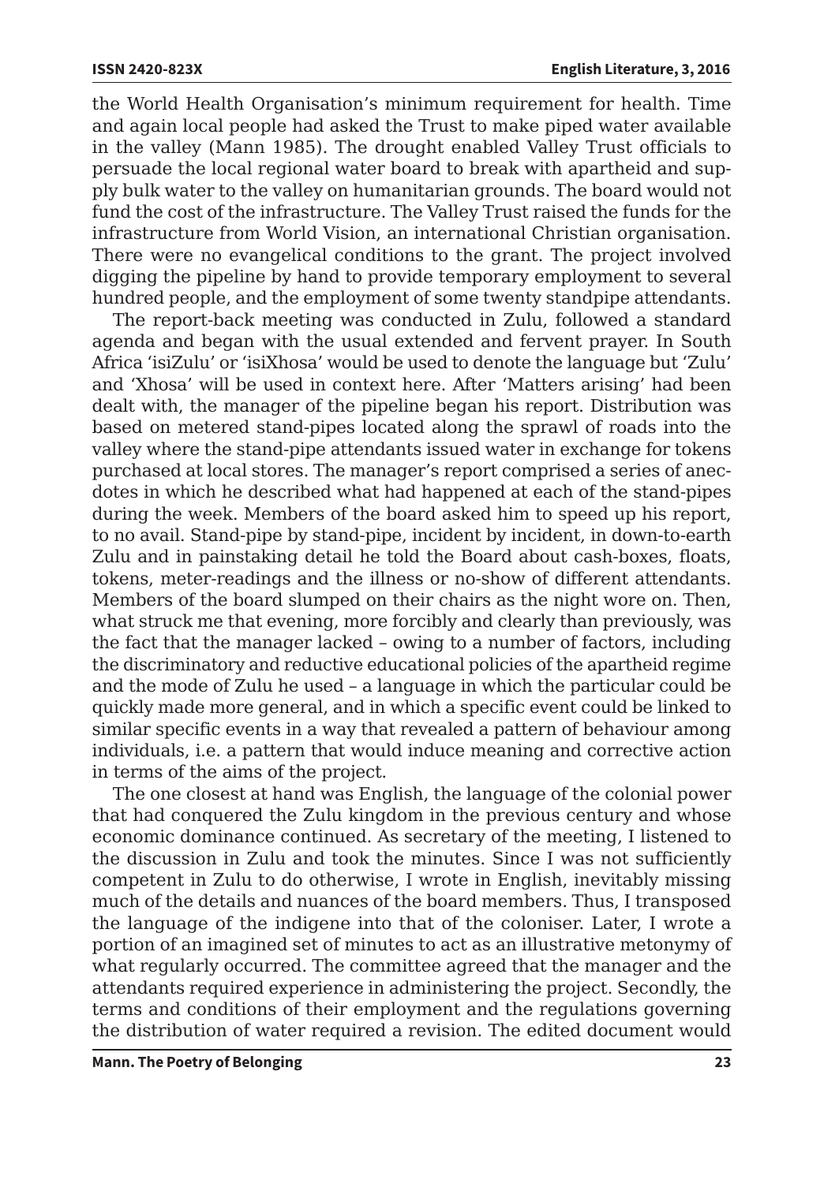the World Health Organisation's minimum requirement for health. Time and again local people had asked the Trust to make piped water available in the valley (Mann 1985). The drought enabled Valley Trust officials to persuade the local regional water board to break with apartheid and supply bulk water to the valley on humanitarian grounds. The board would not fund the cost of the infrastructure. The Valley Trust raised the funds for the infrastructure from World Vision, an international Christian organisation. There were no evangelical conditions to the grant. The project involved digging the pipeline by hand to provide temporary employment to several hundred people, and the employment of some twenty standpipe attendants.

The report-back meeting was conducted in Zulu, followed a standard agenda and began with the usual extended and fervent prayer. In South Africa 'isiZulu' or 'isiXhosa' would be used to denote the language but 'Zulu' and 'Xhosa' will be used in context here. After 'Matters arising' had been dealt with, the manager of the pipeline began his report. Distribution was based on metered stand-pipes located along the sprawl of roads into the valley where the stand-pipe attendants issued water in exchange for tokens purchased at local stores. The manager's report comprised a series of anecdotes in which he described what had happened at each of the stand-pipes during the week. Members of the board asked him to speed up his report, to no avail. Stand-pipe by stand-pipe, incident by incident, in down-to-earth Zulu and in painstaking detail he told the Board about cash-boxes, floats, tokens, meter-readings and the illness or no-show of different attendants. Members of the board slumped on their chairs as the night wore on. Then, what struck me that evening, more forcibly and clearly than previously, was the fact that the manager lacked – owing to a number of factors, including the discriminatory and reductive educational policies of the apartheid regime and the mode of Zulu he used – a language in which the particular could be quickly made more general, and in which a specific event could be linked to similar specific events in a way that revealed a pattern of behaviour among individuals, i.e. a pattern that would induce meaning and corrective action in terms of the aims of the project.

The one closest at hand was English, the language of the colonial power that had conquered the Zulu kingdom in the previous century and whose economic dominance continued. As secretary of the meeting, I listened to the discussion in Zulu and took the minutes. Since I was not sufficiently competent in Zulu to do otherwise, I wrote in English, inevitably missing much of the details and nuances of the board members. Thus, I transposed the language of the indigene into that of the coloniser. Later, I wrote a portion of an imagined set of minutes to act as an illustrative metonymy of what regularly occurred. The committee agreed that the manager and the attendants required experience in administering the project. Secondly, the terms and conditions of their employment and the regulations governing the distribution of water required a revision. The edited document would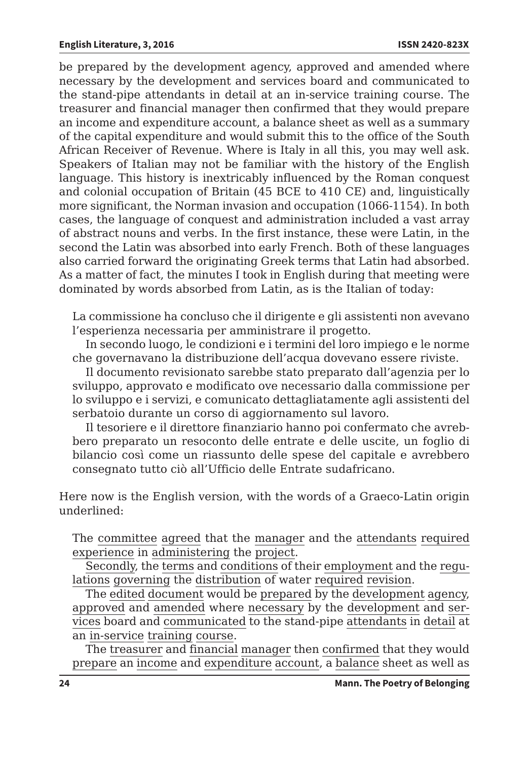be prepared by the development agency, approved and amended where necessary by the development and services board and communicated to the stand-pipe attendants in detail at an in-service training course. The treasurer and financial manager then confirmed that they would prepare an income and expenditure account, a balance sheet as well as a summary of the capital expenditure and would submit this to the office of the South African Receiver of Revenue. Where is Italy in all this, you may well ask. Speakers of Italian may not be familiar with the history of the English language. This history is inextricably influenced by the Roman conquest and colonial occupation of Britain (45 BCE to 410 CE) and, linguistically more significant, the Norman invasion and occupation (1066-1154). In both cases, the language of conquest and administration included a vast array of abstract nouns and verbs. In the first instance, these were Latin, in the second the Latin was absorbed into early French. Both of these languages also carried forward the originating Greek terms that Latin had absorbed. As a matter of fact, the minutes I took in English during that meeting were dominated by words absorbed from Latin, as is the Italian of today:

> La commissione ha concluso che il dirigente e gli assistenti non avevano l'esperienza necessaria per amministrare il progetto.
>
> In secondo luogo, le condizioni e i termini del loro impiego e le norme che governavano la distribuzione dell'acqua dovevano essere riviste.
>
> Il documento revisionato sarebbe stato preparato dall'agenzia per lo sviluppo, approvato e modificato ove necessario dalla commissione per lo sviluppo e i servizi, e comunicato dettagliatamente agli assistenti del serbatoio durante un corso di aggiornamento sul lavoro.
>
> Il tesoriere e il direttore finanziario hanno poi confermato che avrebbero preparato un resoconto delle entrate e delle uscite, un foglio di bilancio così come un riassunto delle spese del capitale e avrebbero consegnato tutto ciò all'Ufficio delle Entrate sudafricano.

Here now is the English version, with the words of a Graeco-Latin origin underlined:

> The <u>committee</u> <u>agreed</u> that the <u>manager</u> and the <u>attendants</u> <u>required</u> <u>experience</u> in <u>administering</u> the <u>project</u>.
>
> <u>Secondly</u>, the <u>terms</u> and <u>conditions</u> of their <u>employment</u> and the <u>regulations</u> <u>governing</u> the <u>distribution</u> of water <u>required</u> <u>revision</u>.
>
> The <u>edited</u> <u>document</u> would be <u>prepared</u> by the <u>development</u> <u>agency</u>, <u>approved</u> and <u>amended</u> where <u>necessary</u> by the <u>development</u> and <u>services</u> board and <u>communicated</u> to the stand-pipe <u>attendants</u> in <u>detail</u> at an <u>in-service</u> <u>training</u> <u>course</u>.
>
> The <u>treasurer</u> and <u>financial</u> <u>manager</u> then <u>confirmed</u> that they would <u>prepare</u> an <u>income</u> and <u>expenditure</u> <u>account</u>, a <u>balance</u> sheet as well as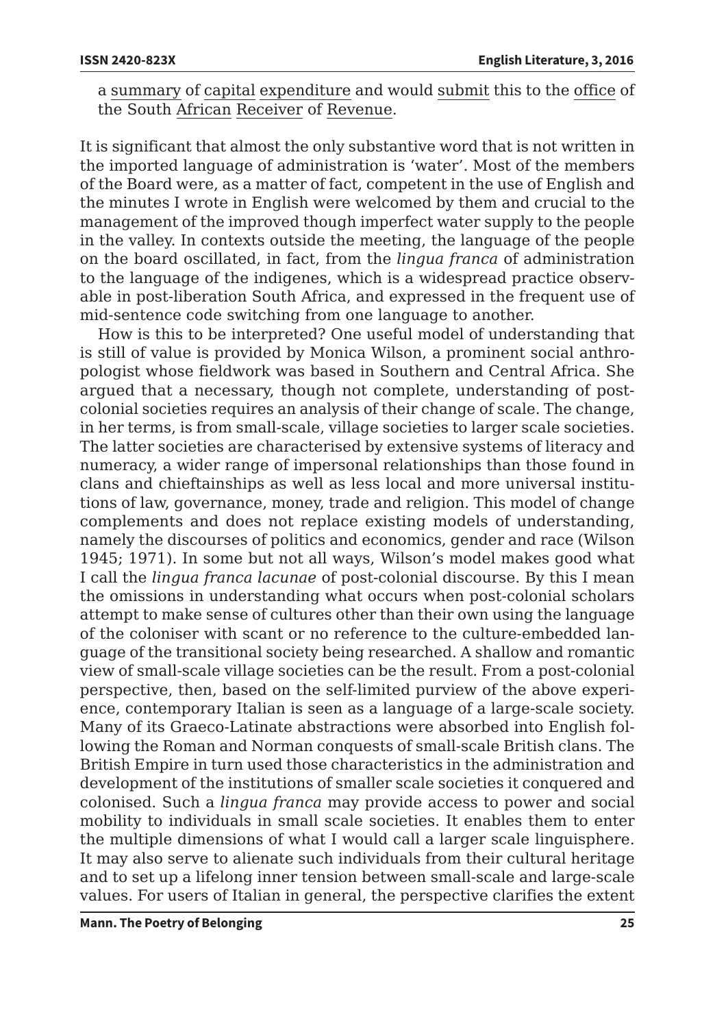a summary of capital expenditure and would submit this to the office of the South African Receiver of Revenue.

It is significant that almost the only substantive word that is not written in the imported language of administration is 'water'. Most of the members of the Board were, as a matter of fact, competent in the use of English and the minutes I wrote in English were welcomed by them and crucial to the management of the improved though imperfect water supply to the people in the valley. In contexts outside the meeting, the language of the people on the board oscillated, in fact, from the *lingua franca* of administration to the language of the indigenes, which is a widespread practice observable in post-liberation South Africa, and expressed in the frequent use of mid-sentence code switching from one language to another.

How is this to be interpreted? One useful model of understanding that is still of value is provided by Monica Wilson, a prominent social anthropologist whose fieldwork was based in Southern and Central Africa. She argued that a necessary, though not complete, understanding of post-colonial societies requires an analysis of their change of scale. The change, in her terms, is from small-scale, village societies to larger scale societies. The latter societies are characterised by extensive systems of literacy and numeracy, a wider range of impersonal relationships than those found in clans and chieftainships as well as less local and more universal institutions of law, governance, money, trade and religion. This model of change complements and does not replace existing models of understanding, namely the discourses of politics and economics, gender and race (Wilson 1945; 1971). In some but not all ways, Wilson's model makes good what I call the *lingua franca lacunae* of post-colonial discourse. By this I mean the omissions in understanding what occurs when post-colonial scholars attempt to make sense of cultures other than their own using the language of the coloniser with scant or no reference to the culture-embedded language of the transitional society being researched. A shallow and romantic view of small-scale village societies can be the result. From a post-colonial perspective, then, based on the self-limited purview of the above experience, contemporary Italian is seen as a language of a large-scale society. Many of its Graeco-Latinate abstractions were absorbed into English following the Roman and Norman conquests of small-scale British clans. The British Empire in turn used those characteristics in the administration and development of the institutions of smaller scale societies it conquered and colonised. Such a *lingua franca* may provide access to power and social mobility to individuals in small scale societies. It enables them to enter the multiple dimensions of what I would call a larger scale linguisphere. It may also serve to alienate such individuals from their cultural heritage and to set up a lifelong inner tension between small-scale and large-scale values. For users of Italian in general, the perspective clarifies the extent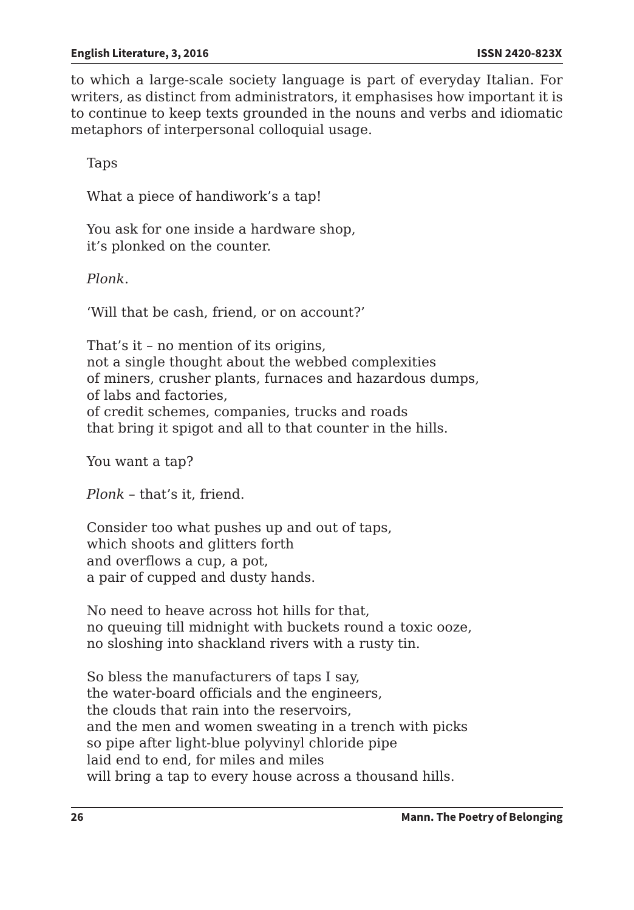to which a large-scale society language is part of everyday Italian. For writers, as distinct from administrators, it emphasises how important it is to continue to keep texts grounded in the nouns and verbs and idiomatic metaphors of interpersonal colloquial usage.

Taps

What a piece of handiwork's a tap!

You ask for one inside a hardware shop,  
it's plonked on the counter.

*Plonk*.

'Will that be cash, friend, or on account?'

That's it – no mention of its origins,  
not a single thought about the webbed complexities  
of miners, crusher plants, furnaces and hazardous dumps,  
of labs and factories,  
of credit schemes, companies, trucks and roads  
that bring it spigot and all to that counter in the hills.

You want a tap?

*Plonk* – that's it, friend.

Consider too what pushes up and out of taps,  
which shoots and glitters forth  
and overflows a cup, a pot,  
a pair of cupped and dusty hands.

No need to heave across hot hills for that,  
no queuing till midnight with buckets round a toxic ooze,  
no sloshing into shackland rivers with a rusty tin.

So bless the manufacturers of taps I say,  
the water-board officials and the engineers,  
the clouds that rain into the reservoirs,  
and the men and women sweating in a trench with picks  
so pipe after light-blue polyvinyl chloride pipe  
laid end to end, for miles and miles  
will bring a tap to every house across a thousand hills.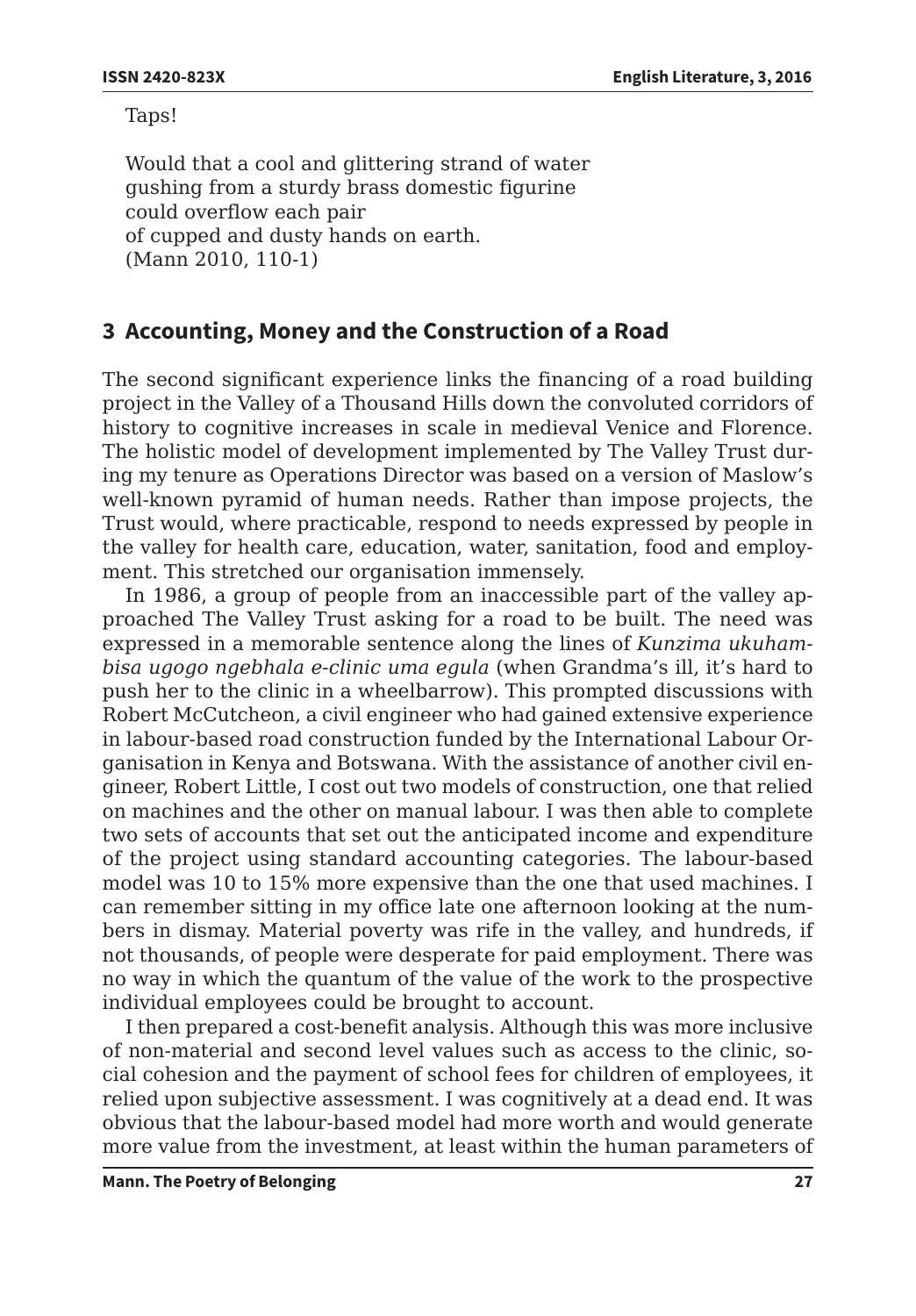Taps!

Would that a cool and glittering strand of water  
gushing from a sturdy brass domestic figurine  
could overflow each pair  
of cupped and dusty hands on earth.  
(Mann 2010, 110-1)

## 3 Accounting, Money and the Construction of a Road

The second significant experience links the financing of a road building project in the Valley of a Thousand Hills down the convoluted corridors of history to cognitive increases in scale in medieval Venice and Florence. The holistic model of development implemented by The Valley Trust during my tenure as Operations Director was based on a version of Maslow's well-known pyramid of human needs. Rather than impose projects, the Trust would, where practicable, respond to needs expressed by people in the valley for health care, education, water, sanitation, food and employment. This stretched our organisation immensely.

In 1986, a group of people from an inaccessible part of the valley approached The Valley Trust asking for a road to be built. The need was expressed in a memorable sentence along the lines of *Kunzima ukuhambisa ugogo ngebhala e-clinic uma egula* (when Grandma's ill, it's hard to push her to the clinic in a wheelbarrow). This prompted discussions with Robert McCutcheon, a civil engineer who had gained extensive experience in labour-based road construction funded by the International Labour Organisation in Kenya and Botswana. With the assistance of another civil engineer, Robert Little, I cost out two models of construction, one that relied on machines and the other on manual labour. I was then able to complete two sets of accounts that set out the anticipated income and expenditure of the project using standard accounting categories. The labour-based model was 10 to 15% more expensive than the one that used machines. I can remember sitting in my office late one afternoon looking at the numbers in dismay. Material poverty was rife in the valley, and hundreds, if not thousands, of people were desperate for paid employment. There was no way in which the quantum of the value of the work to the prospective individual employees could be brought to account.

I then prepared a cost-benefit analysis. Although this was more inclusive of non-material and second level values such as access to the clinic, social cohesion and the payment of school fees for children of employees, it relied upon subjective assessment. I was cognitively at a dead end. It was obvious that the labour-based model had more worth and would generate more value from the investment, at least within the human parameters of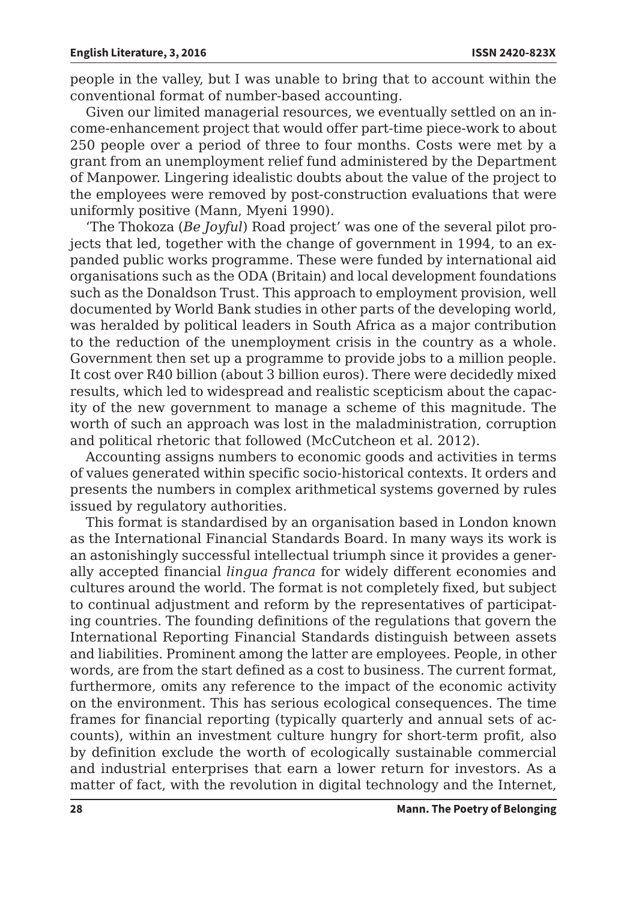people in the valley, but I was unable to bring that to account within the conventional format of number-based accounting.

Given our limited managerial resources, we eventually settled on an income-enhancement project that would offer part-time piece-work to about 250 people over a period of three to four months. Costs were met by a grant from an unemployment relief fund administered by the Department of Manpower. Lingering idealistic doubts about the value of the project to the employees were removed by post-construction evaluations that were uniformly positive (Mann, Myeni 1990).

'The Thokoza (*Be Joyful*) Road project' was one of the several pilot projects that led, together with the change of government in 1994, to an expanded public works programme. These were funded by international aid organisations such as the ODA (Britain) and local development foundations such as the Donaldson Trust. This approach to employment provision, well documented by World Bank studies in other parts of the developing world, was heralded by political leaders in South Africa as a major contribution to the reduction of the unemployment crisis in the country as a whole. Government then set up a programme to provide jobs to a million people. It cost over R40 billion (about 3 billion euros). There were decidedly mixed results, which led to widespread and realistic scepticism about the capacity of the new government to manage a scheme of this magnitude. The worth of such an approach was lost in the maladministration, corruption and political rhetoric that followed (McCutcheon et al. 2012).

Accounting assigns numbers to economic goods and activities in terms of values generated within specific socio-historical contexts. It orders and presents the numbers in complex arithmetical systems governed by rules issued by regulatory authorities.

This format is standardised by an organisation based in London known as the International Financial Standards Board. In many ways its work is an astonishingly successful intellectual triumph since it provides a generally accepted financial *lingua franca* for widely different economies and cultures around the world. The format is not completely fixed, but subject to continual adjustment and reform by the representatives of participating countries. The founding definitions of the regulations that govern the International Reporting Financial Standards distinguish between assets and liabilities. Prominent among the latter are employees. People, in other words, are from the start defined as a cost to business. The current format, furthermore, omits any reference to the impact of the economic activity on the environment. This has serious ecological consequences. The time frames for financial reporting (typically quarterly and annual sets of accounts), within an investment culture hungry for short-term profit, also by definition exclude the worth of ecologically sustainable commercial and industrial enterprises that earn a lower return for investors. As a matter of fact, with the revolution in digital technology and the Internet,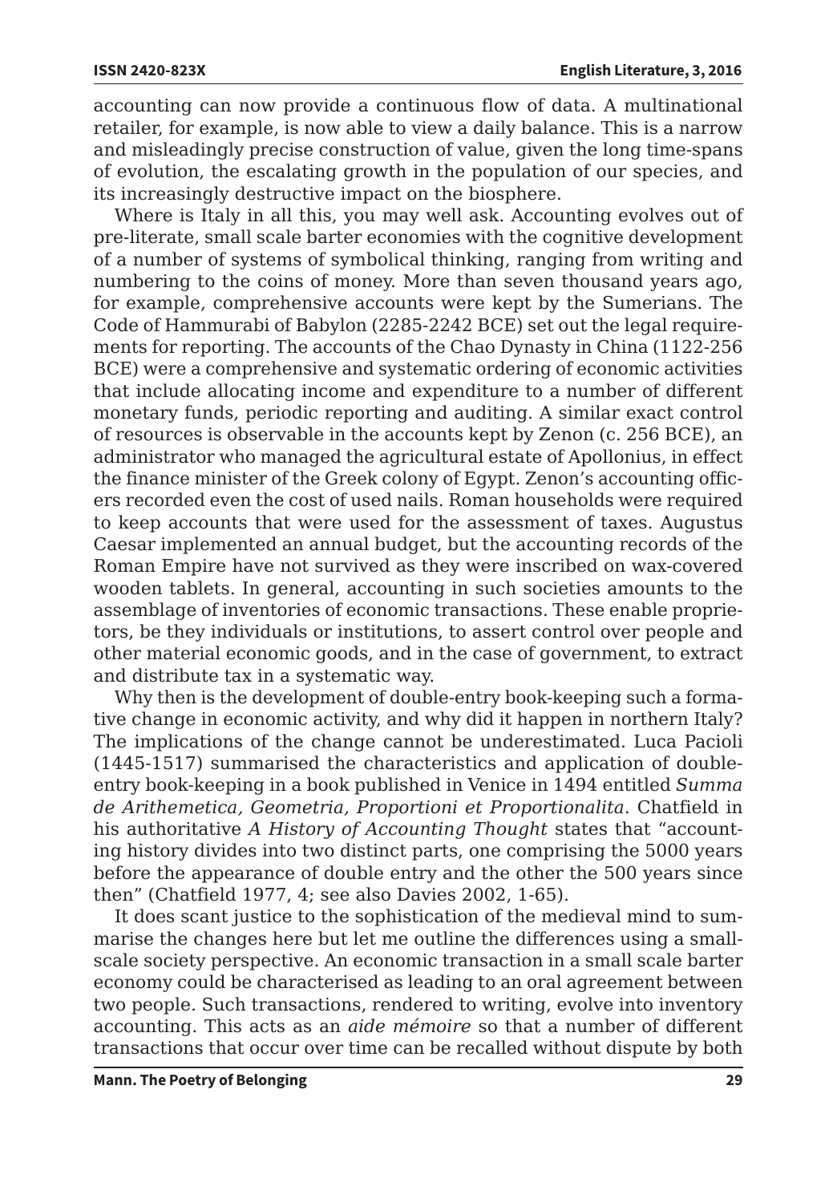accounting can now provide a continuous flow of data. A multinational retailer, for example, is now able to view a daily balance. This is a narrow and misleadingly precise construction of value, given the long time-spans of evolution, the escalating growth in the population of our species, and its increasingly destructive impact on the biosphere.

Where is Italy in all this, you may well ask. Accounting evolves out of pre-literate, small scale barter economies with the cognitive development of a number of systems of symbolical thinking, ranging from writing and numbering to the coins of money. More than seven thousand years ago, for example, comprehensive accounts were kept by the Sumerians. The Code of Hammurabi of Babylon (2285-2242 BCE) set out the legal requirements for reporting. The accounts of the Chao Dynasty in China (1122-256 BCE) were a comprehensive and systematic ordering of economic activities that include allocating income and expenditure to a number of different monetary funds, periodic reporting and auditing. A similar exact control of resources is observable in the accounts kept by Zenon (c. 256 BCE), an administrator who managed the agricultural estate of Apollonius, in effect the finance minister of the Greek colony of Egypt. Zenon's accounting officers recorded even the cost of used nails. Roman households were required to keep accounts that were used for the assessment of taxes. Augustus Caesar implemented an annual budget, but the accounting records of the Roman Empire have not survived as they were inscribed on wax-covered wooden tablets. In general, accounting in such societies amounts to the assemblage of inventories of economic transactions. These enable proprietors, be they individuals or institutions, to assert control over people and other material economic goods, and in the case of government, to extract and distribute tax in a systematic way.

Why then is the development of double-entry book-keeping such a formative change in economic activity, and why did it happen in northern Italy? The implications of the change cannot be underestimated. Luca Pacioli (1445-1517) summarised the characteristics and application of double-entry book-keeping in a book published in Venice in 1494 entitled *Summa de Arithemetica, Geometria, Proportioni et Proportionalita*. Chatfield in his authoritative *A History of Accounting Thought* states that "accounting history divides into two distinct parts, one comprising the 5000 years before the appearance of double entry and the other the 500 years since then" (Chatfield 1977, 4; see also Davies 2002, 1-65).

It does scant justice to the sophistication of the medieval mind to summarise the changes here but let me outline the differences using a small-scale society perspective. An economic transaction in a small scale barter economy could be characterised as leading to an oral agreement between two people. Such transactions, rendered to writing, evolve into inventory accounting. This acts as an *aide mémoire* so that a number of different transactions that occur over time can be recalled without dispute by both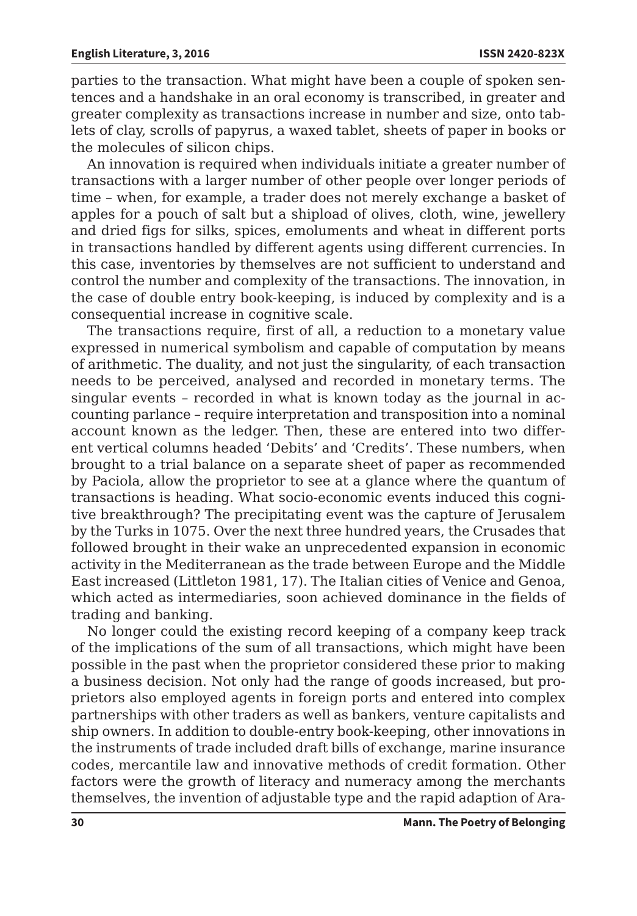parties to the transaction. What might have been a couple of spoken sentences and a handshake in an oral economy is transcribed, in greater and greater complexity as transactions increase in number and size, onto tablets of clay, scrolls of papyrus, a waxed tablet, sheets of paper in books or the molecules of silicon chips.

An innovation is required when individuals initiate a greater number of transactions with a larger number of other people over longer periods of time – when, for example, a trader does not merely exchange a basket of apples for a pouch of salt but a shipload of olives, cloth, wine, jewellery and dried figs for silks, spices, emoluments and wheat in different ports in transactions handled by different agents using different currencies. In this case, inventories by themselves are not sufficient to understand and control the number and complexity of the transactions. The innovation, in the case of double entry book-keeping, is induced by complexity and is a consequential increase in cognitive scale.

The transactions require, first of all, a reduction to a monetary value expressed in numerical symbolism and capable of computation by means of arithmetic. The duality, and not just the singularity, of each transaction needs to be perceived, analysed and recorded in monetary terms. The singular events – recorded in what is known today as the journal in accounting parlance – require interpretation and transposition into a nominal account known as the ledger. Then, these are entered into two different vertical columns headed 'Debits' and 'Credits'. These numbers, when brought to a trial balance on a separate sheet of paper as recommended by Paciola, allow the proprietor to see at a glance where the quantum of transactions is heading. What socio-economic events induced this cognitive breakthrough? The precipitating event was the capture of Jerusalem by the Turks in 1075. Over the next three hundred years, the Crusades that followed brought in their wake an unprecedented expansion in economic activity in the Mediterranean as the trade between Europe and the Middle East increased (Littleton 1981, 17). The Italian cities of Venice and Genoa, which acted as intermediaries, soon achieved dominance in the fields of trading and banking.

No longer could the existing record keeping of a company keep track of the implications of the sum of all transactions, which might have been possible in the past when the proprietor considered these prior to making a business decision. Not only had the range of goods increased, but proprietors also employed agents in foreign ports and entered into complex partnerships with other traders as well as bankers, venture capitalists and ship owners. In addition to double-entry book-keeping, other innovations in the instruments of trade included draft bills of exchange, marine insurance codes, mercantile law and innovative methods of credit formation. Other factors were the growth of literacy and numeracy among the merchants themselves, the invention of adjustable type and the rapid adaption of Ara-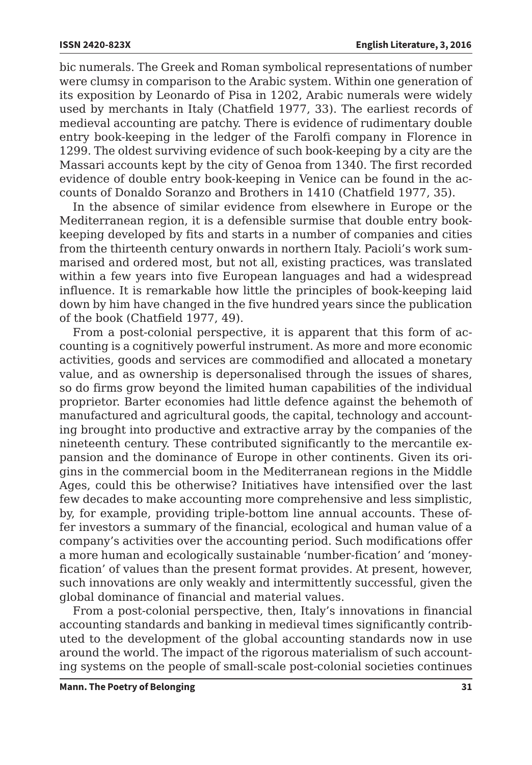bic numerals. The Greek and Roman symbolical representations of number were clumsy in comparison to the Arabic system. Within one generation of its exposition by Leonardo of Pisa in 1202, Arabic numerals were widely used by merchants in Italy (Chatfield 1977, 33). The earliest records of medieval accounting are patchy. There is evidence of rudimentary double entry book-keeping in the ledger of the Farolfi company in Florence in 1299. The oldest surviving evidence of such book-keeping by a city are the Massari accounts kept by the city of Genoa from 1340. The first recorded evidence of double entry book-keeping in Venice can be found in the accounts of Donaldo Soranzo and Brothers in 1410 (Chatfield 1977, 35).

In the absence of similar evidence from elsewhere in Europe or the Mediterranean region, it is a defensible surmise that double entry book-keeping developed by fits and starts in a number of companies and cities from the thirteenth century onwards in northern Italy. Pacioli's work summarised and ordered most, but not all, existing practices, was translated within a few years into five European languages and had a widespread influence. It is remarkable how little the principles of book-keeping laid down by him have changed in the five hundred years since the publication of the book (Chatfield 1977, 49).

From a post-colonial perspective, it is apparent that this form of accounting is a cognitively powerful instrument. As more and more economic activities, goods and services are commodified and allocated a monetary value, and as ownership is depersonalised through the issues of shares, so do firms grow beyond the limited human capabilities of the individual proprietor. Barter economies had little defence against the behemoth of manufactured and agricultural goods, the capital, technology and accounting brought into productive and extractive array by the companies of the nineteenth century. These contributed significantly to the mercantile expansion and the dominance of Europe in other continents. Given its origins in the commercial boom in the Mediterranean regions in the Middle Ages, could this be otherwise? Initiatives have intensified over the last few decades to make accounting more comprehensive and less simplistic, by, for example, providing triple-bottom line annual accounts. These offer investors a summary of the financial, ecological and human value of a company's activities over the accounting period. Such modifications offer a more human and ecologically sustainable 'number-fication' and 'money-fication' of values than the present format provides. At present, however, such innovations are only weakly and intermittently successful, given the global dominance of financial and material values.

From a post-colonial perspective, then, Italy's innovations in financial accounting standards and banking in medieval times significantly contributed to the development of the global accounting standards now in use around the world. The impact of the rigorous materialism of such accounting systems on the people of small-scale post-colonial societies continues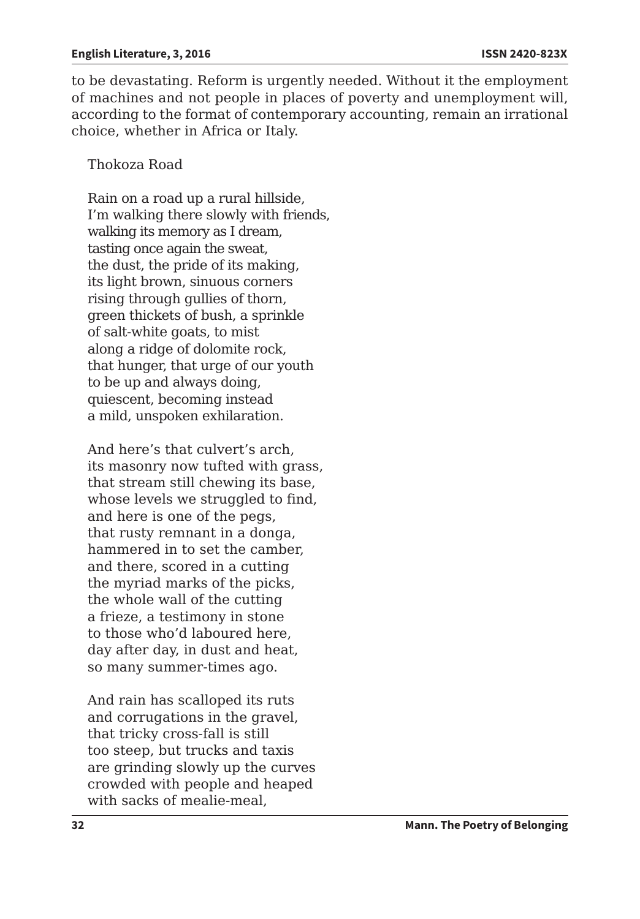to be devastating. Reform is urgently needed. Without it the employment of machines and not people in places of poverty and unemployment will, according to the format of contemporary accounting, remain an irrational choice, whether in Africa or Italy.

Thokoza Road

Rain on a road up a rural hillside,  
I'm walking there slowly with friends,  
walking its memory as I dream,  
tasting once again the sweat,  
the dust, the pride of its making,  
its light brown, sinuous corners  
rising through gullies of thorn,  
green thickets of bush, a sprinkle  
of salt-white goats, to mist  
along a ridge of dolomite rock,  
that hunger, that urge of our youth  
to be up and always doing,  
quiescent, becoming instead  
a mild, unspoken exhilaration.

And here's that culvert's arch,  
its masonry now tufted with grass,  
that stream still chewing its base,  
whose levels we struggled to find,  
and here is one of the pegs,  
that rusty remnant in a donga,  
hammered in to set the camber,  
and there, scored in a cutting  
the myriad marks of the picks,  
the whole wall of the cutting  
a frieze, a testimony in stone  
to those who'd laboured here,  
day after day, in dust and heat,  
so many summer-times ago.

And rain has scalloped its ruts  
and corrugations in the gravel,  
that tricky cross-fall is still  
too steep, but trucks and taxis  
are grinding slowly up the curves  
crowded with people and heaped  
with sacks of mealie-meal,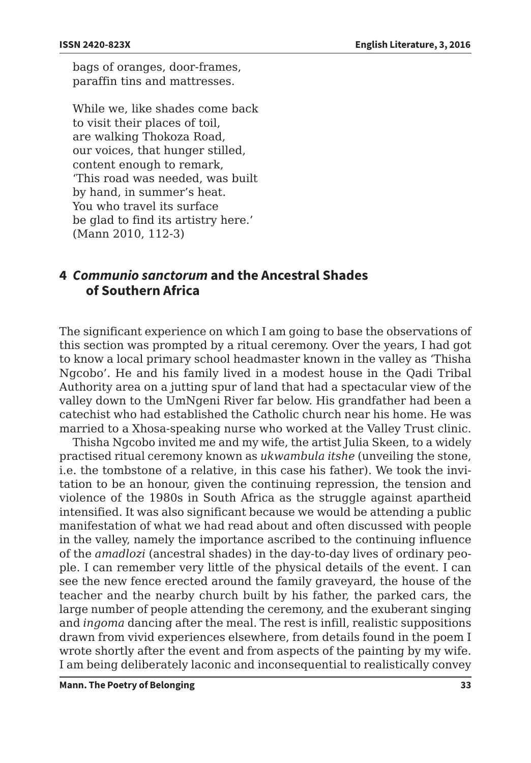bags of oranges, door-frames,  
paraffin tins and mattresses.

While we, like shades come back  
to visit their places of toil,  
are walking Thokoza Road,  
our voices, that hunger stilled,  
content enough to remark,  
'This road was needed, was built  
by hand, in summer's heat.  
You who travel its surface  
be glad to find its artistry here.'  
(Mann 2010, 112-3)

## 4 *Communio sanctorum* and the Ancestral Shades of Southern Africa

The significant experience on which I am going to base the observations of this section was prompted by a ritual ceremony. Over the years, I had got to know a local primary school headmaster known in the valley as 'Thisha Ngcobo'. He and his family lived in a modest house in the Qadi Tribal Authority area on a jutting spur of land that had a spectacular view of the valley down to the UmNgeni River far below. His grandfather had been a catechist who had established the Catholic church near his home. He was married to a Xhosa-speaking nurse who worked at the Valley Trust clinic.

Thisha Ngcobo invited me and my wife, the artist Julia Skeen, to a widely practised ritual ceremony known as *ukwambula itshe* (unveiling the stone, i.e. the tombstone of a relative, in this case his father). We took the invitation to be an honour, given the continuing repression, the tension and violence of the 1980s in South Africa as the struggle against apartheid intensified. It was also significant because we would be attending a public manifestation of what we had read about and often discussed with people in the valley, namely the importance ascribed to the continuing influence of the *amadlozi* (ancestral shades) in the day-to-day lives of ordinary people. I can remember very little of the physical details of the event. I can see the new fence erected around the family graveyard, the house of the teacher and the nearby church built by his father, the parked cars, the large number of people attending the ceremony, and the exuberant singing and *ingoma* dancing after the meal. The rest is infill, realistic suppositions drawn from vivid experiences elsewhere, from details found in the poem I wrote shortly after the event and from aspects of the painting by my wife. I am being deliberately laconic and inconsequential to realistically convey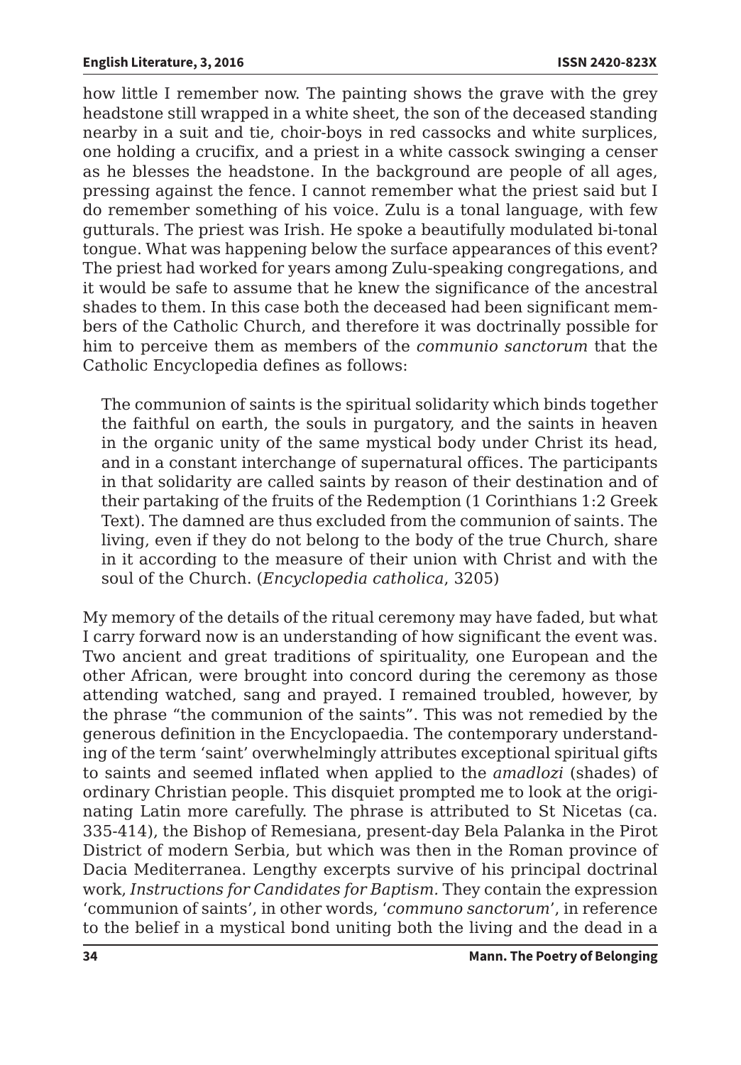how little I remember now. The painting shows the grave with the grey headstone still wrapped in a white sheet, the son of the deceased standing nearby in a suit and tie, choir-boys in red cassocks and white surplices, one holding a crucifix, and a priest in a white cassock swinging a censer as he blesses the headstone. In the background are people of all ages, pressing against the fence. I cannot remember what the priest said but I do remember something of his voice. Zulu is a tonal language, with few gutturals. The priest was Irish. He spoke a beautifully modulated bi-tonal tongue. What was happening below the surface appearances of this event? The priest had worked for years among Zulu-speaking congregations, and it would be safe to assume that he knew the significance of the ancestral shades to them. In this case both the deceased had been significant members of the Catholic Church, and therefore it was doctrinally possible for him to perceive them as members of the *communio sanctorum* that the Catholic Encyclopedia defines as follows:

> The communion of saints is the spiritual solidarity which binds together the faithful on earth, the souls in purgatory, and the saints in heaven in the organic unity of the same mystical body under Christ its head, and in a constant interchange of supernatural offices. The participants in that solidarity are called saints by reason of their destination and of their partaking of the fruits of the Redemption (1 Corinthians 1:2 Greek Text). The damned are thus excluded from the communion of saints. The living, even if they do not belong to the body of the true Church, share in it according to the measure of their union with Christ and with the soul of the Church. (*Encyclopedia catholica*, 3205)

My memory of the details of the ritual ceremony may have faded, but what I carry forward now is an understanding of how significant the event was. Two ancient and great traditions of spirituality, one European and the other African, were brought into concord during the ceremony as those attending watched, sang and prayed. I remained troubled, however, by the phrase "the communion of the saints". This was not remedied by the generous definition in the Encyclopaedia. The contemporary understanding of the term 'saint' overwhelmingly attributes exceptional spiritual gifts to saints and seemed inflated when applied to the *amadlozi* (shades) of ordinary Christian people. This disquiet prompted me to look at the originating Latin more carefully. The phrase is attributed to St Nicetas (ca. 335-414), the Bishop of Remesiana, present-day Bela Palanka in the Pirot District of modern Serbia, but which was then in the Roman province of Dacia Mediterranea. Lengthy excerpts survive of his principal doctrinal work, *Instructions for Candidates for Baptism*. They contain the expression 'communion of saints', in other words, '*communo sanctorum*', in reference to the belief in a mystical bond uniting both the living and the dead in a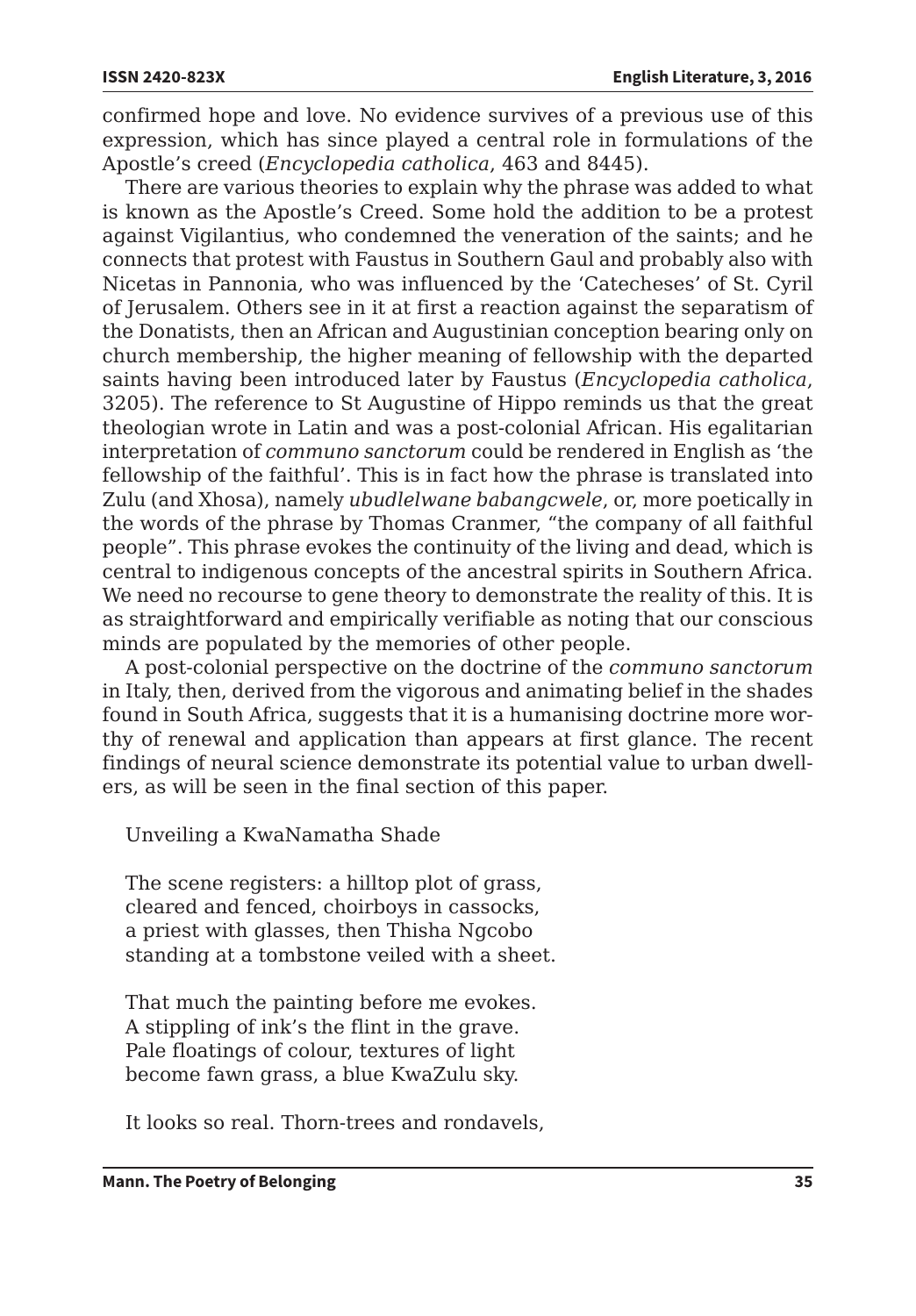confirmed hope and love. No evidence survives of a previous use of this expression, which has since played a central role in formulations of the Apostle's creed (*Encyclopedia catholica*, 463 and 8445).

There are various theories to explain why the phrase was added to what is known as the Apostle's Creed. Some hold the addition to be a protest against Vigilantius, who condemned the veneration of the saints; and he connects that protest with Faustus in Southern Gaul and probably also with Nicetas in Pannonia, who was influenced by the 'Catecheses' of St. Cyril of Jerusalem. Others see in it at first a reaction against the separatism of the Donatists, then an African and Augustinian conception bearing only on church membership, the higher meaning of fellowship with the departed saints having been introduced later by Faustus (*Encyclopedia catholica*, 3205). The reference to St Augustine of Hippo reminds us that the great theologian wrote in Latin and was a post-colonial African. His egalitarian interpretation of *communo sanctorum* could be rendered in English as 'the fellowship of the faithful'. This is in fact how the phrase is translated into Zulu (and Xhosa), namely *ubudlelwane babangcwele*, or, more poetically in the words of the phrase by Thomas Cranmer, "the company of all faithful people". This phrase evokes the continuity of the living and dead, which is central to indigenous concepts of the ancestral spirits in Southern Africa. We need no recourse to gene theory to demonstrate the reality of this. It is as straightforward and empirically verifiable as noting that our conscious minds are populated by the memories of other people.

A post-colonial perspective on the doctrine of the *communo sanctorum* in Italy, then, derived from the vigorous and animating belief in the shades found in South Africa, suggests that it is a humanising doctrine more worthy of renewal and application than appears at first glance. The recent findings of neural science demonstrate its potential value to urban dwellers, as will be seen in the final section of this paper.

Unveiling a KwaNamatha Shade

The scene registers: a hilltop plot of grass,  
cleared and fenced, choirboys in cassocks,  
a priest with glasses, then Thisha Ngcobo  
standing at a tombstone veiled with a sheet.

That much the painting before me evokes.  
A stippling of ink's the flint in the grave.  
Pale floatings of colour, textures of light  
become fawn grass, a blue KwaZulu sky.

It looks so real. Thorn-trees and rondavels,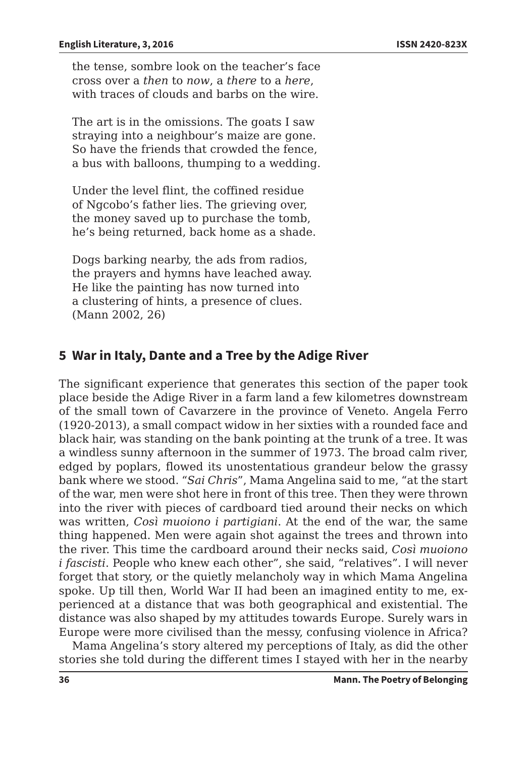the tense, sombre look on the teacher's face
cross over a *then* to *now*, a *there* to a *here*,
with traces of clouds and barbs on the wire.

The art is in the omissions. The goats I saw
straying into a neighbour's maize are gone.
So have the friends that crowded the fence,
a bus with balloons, thumping to a wedding.

Under the level flint, the coffined residue
of Ngcobo's father lies. The grieving over,
the money saved up to purchase the tomb,
he's being returned, back home as a shade.

Dogs barking nearby, the ads from radios,
the prayers and hymns have leached away.
He like the painting has now turned into
a clustering of hints, a presence of clues.
(Mann 2002, 26)

## 5 War in Italy, Dante and a Tree by the Adige River

The significant experience that generates this section of the paper took place beside the Adige River in a farm land a few kilometres downstream of the small town of Cavarzere in the province of Veneto. Angela Ferro (1920-2013), a small compact widow in her sixties with a rounded face and black hair, was standing on the bank pointing at the trunk of a tree. It was a windless sunny afternoon in the summer of 1973. The broad calm river, edged by poplars, flowed its unostentatious grandeur below the grassy bank where we stood. "*Sai Chris*", Mama Angelina said to me, "at the start of the war, men were shot here in front of this tree. Then they were thrown into the river with pieces of cardboard tied around their necks on which was written, *Così muoiono i partigiani*. At the end of the war, the same thing happened. Men were again shot against the trees and thrown into the river. This time the cardboard around their necks said, *Così muoiono i fascisti*. People who knew each other", she said, "relatives". I will never forget that story, or the quietly melancholy way in which Mama Angelina spoke. Up till then, World War II had been an imagined entity to me, experienced at a distance that was both geographical and existential. The distance was also shaped by my attitudes towards Europe. Surely wars in Europe were more civilised than the messy, confusing violence in Africa?

Mama Angelina's story altered my perceptions of Italy, as did the other stories she told during the different times I stayed with her in the nearby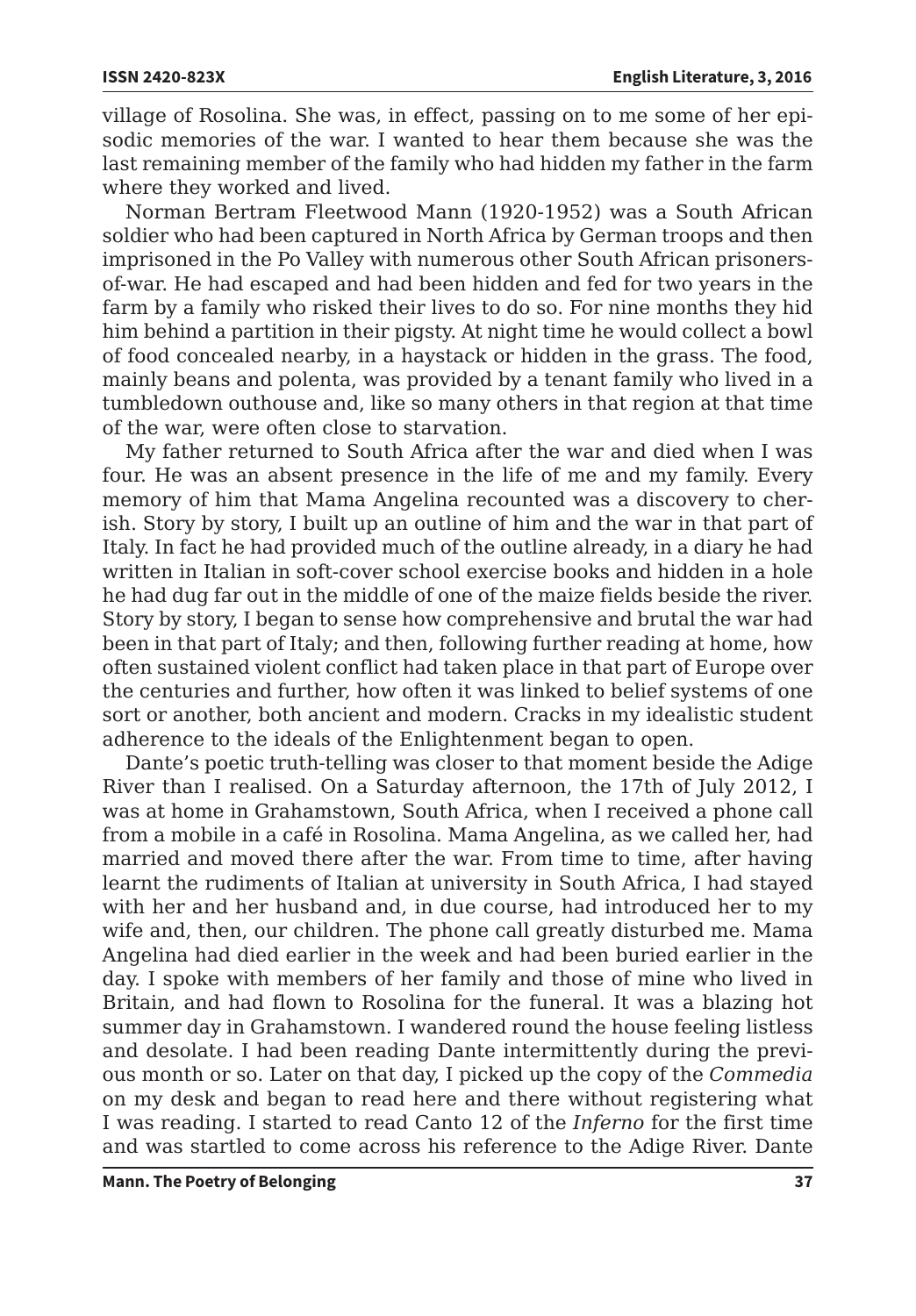village of Rosolina. She was, in effect, passing on to me some of her episodic memories of the war. I wanted to hear them because she was the last remaining member of the family who had hidden my father in the farm where they worked and lived.

Norman Bertram Fleetwood Mann (1920-1952) was a South African soldier who had been captured in North Africa by German troops and then imprisoned in the Po Valley with numerous other South African prisoners-of-war. He had escaped and had been hidden and fed for two years in the farm by a family who risked their lives to do so. For nine months they hid him behind a partition in their pigsty. At night time he would collect a bowl of food concealed nearby, in a haystack or hidden in the grass. The food, mainly beans and polenta, was provided by a tenant family who lived in a tumbledown outhouse and, like so many others in that region at that time of the war, were often close to starvation.

My father returned to South Africa after the war and died when I was four. He was an absent presence in the life of me and my family. Every memory of him that Mama Angelina recounted was a discovery to cherish. Story by story, I built up an outline of him and the war in that part of Italy. In fact he had provided much of the outline already, in a diary he had written in Italian in soft-cover school exercise books and hidden in a hole he had dug far out in the middle of one of the maize fields beside the river. Story by story, I began to sense how comprehensive and brutal the war had been in that part of Italy; and then, following further reading at home, how often sustained violent conflict had taken place in that part of Europe over the centuries and further, how often it was linked to belief systems of one sort or another, both ancient and modern. Cracks in my idealistic student adherence to the ideals of the Enlightenment began to open.

Dante's poetic truth-telling was closer to that moment beside the Adige River than I realised. On a Saturday afternoon, the 17th of July 2012, I was at home in Grahamstown, South Africa, when I received a phone call from a mobile in a café in Rosolina. Mama Angelina, as we called her, had married and moved there after the war. From time to time, after having learnt the rudiments of Italian at university in South Africa, I had stayed with her and her husband and, in due course, had introduced her to my wife and, then, our children. The phone call greatly disturbed me. Mama Angelina had died earlier in the week and had been buried earlier in the day. I spoke with members of her family and those of mine who lived in Britain, and had flown to Rosolina for the funeral. It was a blazing hot summer day in Grahamstown. I wandered round the house feeling listless and desolate. I had been reading Dante intermittently during the previous month or so. Later on that day, I picked up the copy of the *Commedia* on my desk and began to read here and there without registering what I was reading. I started to read Canto 12 of the *Inferno* for the first time and was startled to come across his reference to the Adige River. Dante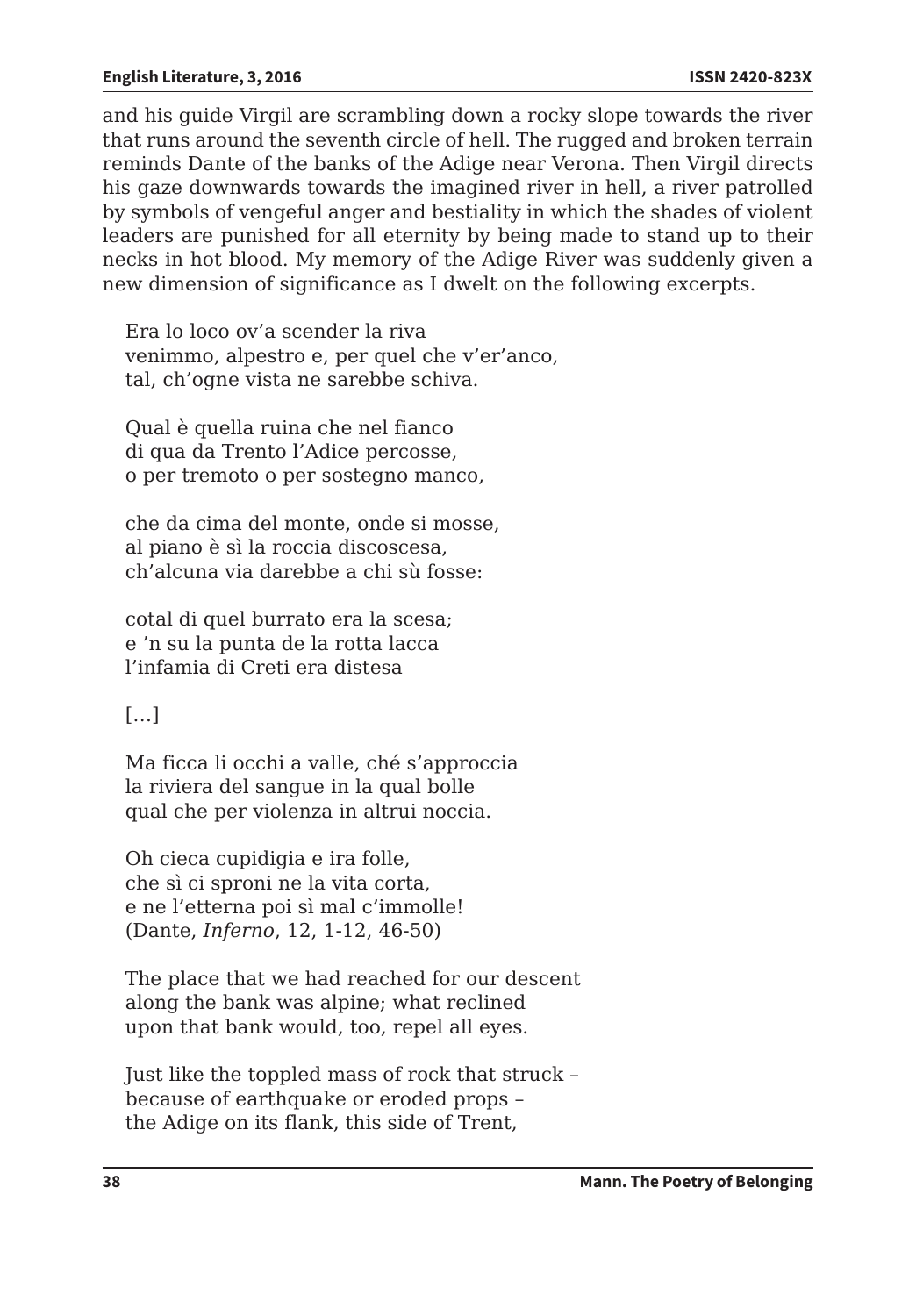and his guide Virgil are scrambling down a rocky slope towards the river that runs around the seventh circle of hell. The rugged and broken terrain reminds Dante of the banks of the Adige near Verona. Then Virgil directs his gaze downwards towards the imagined river in hell, a river patrolled by symbols of vengeful anger and bestiality in which the shades of violent leaders are punished for all eternity by being made to stand up to their necks in hot blood. My memory of the Adige River was suddenly given a new dimension of significance as I dwelt on the following excerpts.

> Era lo loco ov'a scender la riva  
> venimmo, alpestro e, per quel che v'er'anco,  
> tal, ch'ogne vista ne sarebbe schiva.
>
> Qual è quella ruina che nel fianco  
> di qua da Trento l'Adice percosse,  
> o per tremoto o per sostegno manco,
>
> che da cima del monte, onde si mosse,  
> al piano è sì la roccia discoscesa,  
> ch'alcuna via darebbe a chi sù fosse:
>
> cotal di quel burrato era la scesa;  
> e 'n su la punta de la rotta lacca  
> l'infamia di Creti era distesa
>
> […]
>
> Ma ficca li occhi a valle, ché s'approccia  
> la riviera del sangue in la qual bolle  
> qual che per violenza in altrui noccia.
>
> Oh cieca cupidigia e ira folle,  
> che sì ci sproni ne la vita corta,  
> e ne l'etterna poi sì mal c'immolle!  
> (Dante, *Inferno*, 12, 1-12, 46-50)
>
> The place that we had reached for our descent  
> along the bank was alpine; what reclined  
> upon that bank would, too, repel all eyes.
>
> Just like the toppled mass of rock that struck –  
> because of earthquake or eroded props –  
> the Adige on its flank, this side of Trent,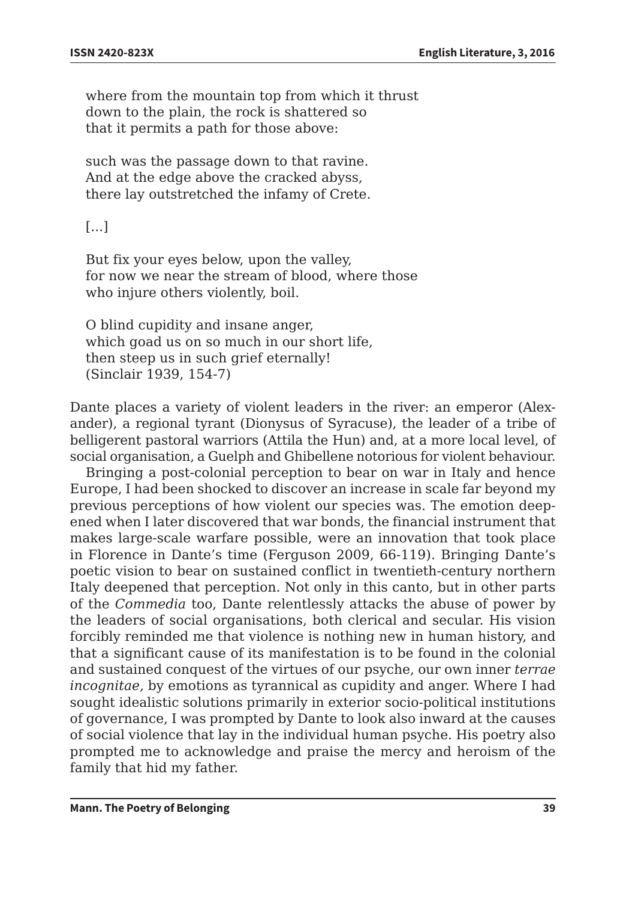where from the mountain top from which it thrust  
down to the plain, the rock is shattered so  
that it permits a path for those above:

such was the passage down to that ravine.  
And at the edge above the cracked abyss,  
there lay outstretched the infamy of Crete.

[…]

But fix your eyes below, upon the valley,  
for now we near the stream of blood, where those  
who injure others violently, boil.

O blind cupidity and insane anger,  
which goad us on so much in our short life,  
then steep us in such grief eternally!  
(Sinclair 1939, 154-7)

Dante places a variety of violent leaders in the river: an emperor (Alexander), a regional tyrant (Dionysus of Syracuse), the leader of a tribe of belligerent pastoral warriors (Attila the Hun) and, at a more local level, of social organisation, a Guelph and Ghibellene notorious for violent behaviour.

Bringing a post-colonial perception to bear on war in Italy and hence Europe, I had been shocked to discover an increase in scale far beyond my previous perceptions of how violent our species was. The emotion deepened when I later discovered that war bonds, the financial instrument that makes large-scale warfare possible, were an innovation that took place in Florence in Dante's time (Ferguson 2009, 66-119). Bringing Dante's poetic vision to bear on sustained conflict in twentieth-century northern Italy deepened that perception. Not only in this canto, but in other parts of the *Commedia* too, Dante relentlessly attacks the abuse of power by the leaders of social organisations, both clerical and secular. His vision forcibly reminded me that violence is nothing new in human history, and that a significant cause of its manifestation is to be found in the colonial and sustained conquest of the virtues of our psyche, our own inner *terrae incognitae,* by emotions as tyrannical as cupidity and anger. Where I had sought idealistic solutions primarily in exterior socio-political institutions of governance, I was prompted by Dante to look also inward at the causes of social violence that lay in the individual human psyche. His poetry also prompted me to acknowledge and praise the mercy and heroism of the family that hid my father.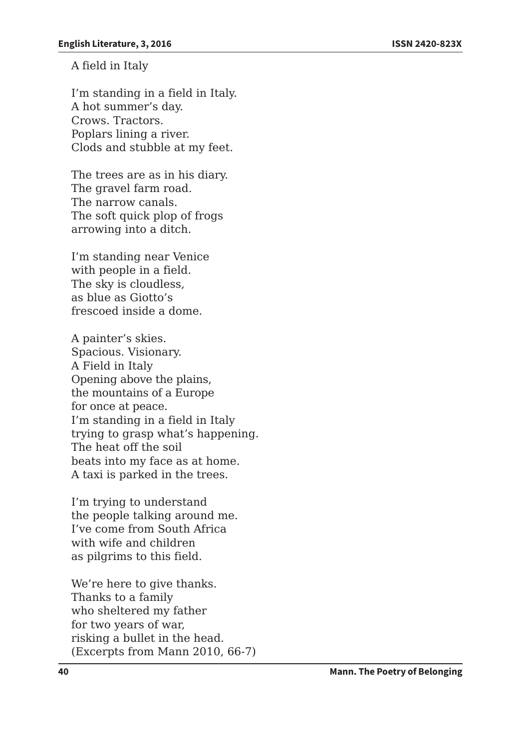A field in Italy

I'm standing in a field in Italy.  
A hot summer's day.  
Crows. Tractors.  
Poplars lining a river.  
Clods and stubble at my feet.

The trees are as in his diary.  
The gravel farm road.  
The narrow canals.  
The soft quick plop of frogs  
arrowing into a ditch.

I'm standing near Venice  
with people in a field.  
The sky is cloudless,  
as blue as Giotto's  
frescoed inside a dome.

A painter's skies.  
Spacious. Visionary.  
A Field in Italy  
Opening above the plains,  
the mountains of a Europe  
for once at peace.  
I'm standing in a field in Italy  
trying to grasp what's happening.  
The heat off the soil  
beats into my face as at home.  
A taxi is parked in the trees.

I'm trying to understand  
the people talking around me.  
I've come from South Africa  
with wife and children  
as pilgrims to this field.

We're here to give thanks.  
Thanks to a family  
who sheltered my father  
for two years of war,  
risking a bullet in the head.  
(Excerpts from Mann 2010, 66-7)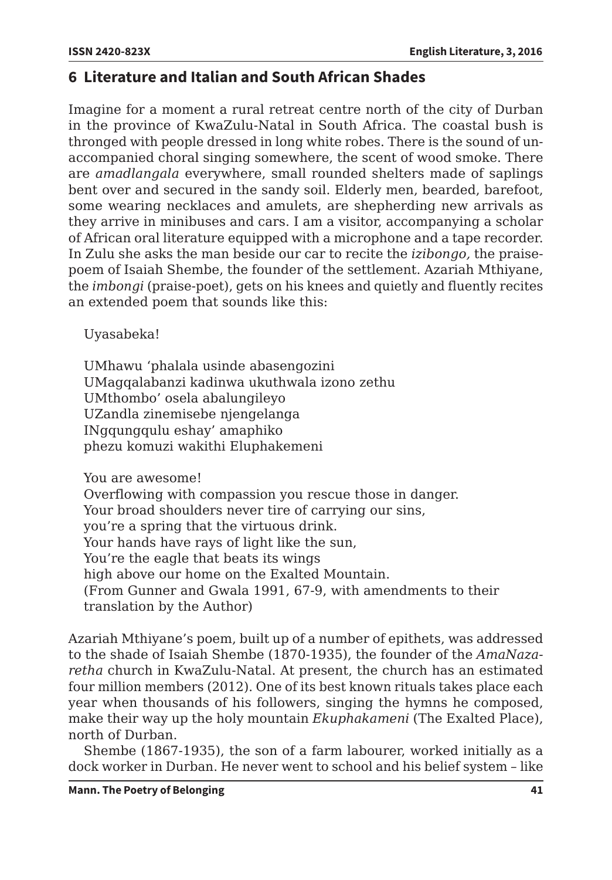## 6 Literature and Italian and South African Shades

Imagine for a moment a rural retreat centre north of the city of Durban in the province of KwaZulu-Natal in South Africa. The coastal bush is thronged with people dressed in long white robes. There is the sound of unaccompanied choral singing somewhere, the scent of wood smoke. There are *amadlangala* everywhere, small rounded shelters made of saplings bent over and secured in the sandy soil. Elderly men, bearded, barefoot, some wearing necklaces and amulets, are shepherding new arrivals as they arrive in minibuses and cars. I am a visitor, accompanying a scholar of African oral literature equipped with a microphone and a tape recorder. In Zulu she asks the man beside our car to recite the *izibongo,* the praise-poem of Isaiah Shembe, the founder of the settlement. Azariah Mthiyane, the *imbongi* (praise-poet), gets on his knees and quietly and fluently recites an extended poem that sounds like this:

> Uyasabeka!
>
> UMhawu 'phalala usinde abasengozini
> UMagqalabanzi kadinwa ukuthwala izono zethu
> UMthombo' osela abalungileyo
> UZandla zinemisebe njengelanga
> INgqungqulu eshay' amaphiko
> phezu komuzi wakithi Eluphakemeni
>
> You are awesome!
> Overflowing with compassion you rescue those in danger.
> Your broad shoulders never tire of carrying our sins,
> you're a spring that the virtuous drink.
> Your hands have rays of light like the sun,
> You're the eagle that beats its wings
> high above our home on the Exalted Mountain.
> (From Gunner and Gwala 1991, 67-9, with amendments to their translation by the Author)

Azariah Mthiyane's poem, built up of a number of epithets, was addressed to the shade of Isaiah Shembe (1870-1935), the founder of the *AmaNazaretha* church in KwaZulu-Natal. At present, the church has an estimated four million members (2012). One of its best known rituals takes place each year when thousands of his followers, singing the hymns he composed, make their way up the holy mountain *Ekuphakameni* (The Exalted Place), north of Durban.

Shembe (1867-1935), the son of a farm labourer, worked initially as a dock worker in Durban. He never went to school and his belief system – like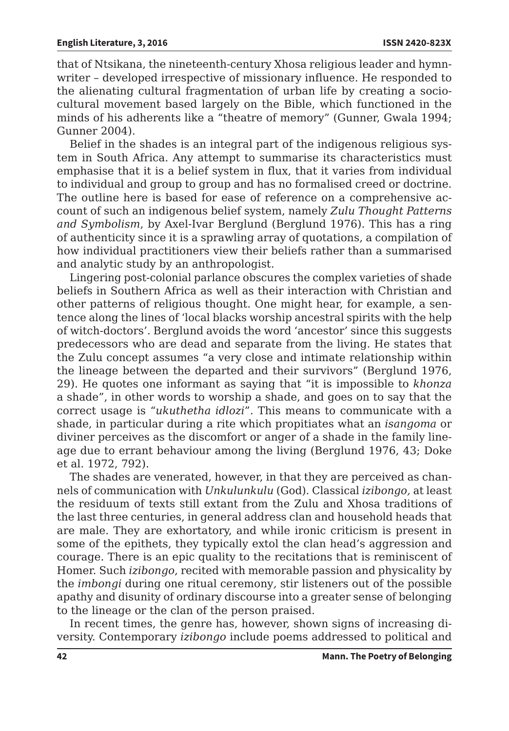that of Ntsikana, the nineteenth-century Xhosa religious leader and hymn-writer – developed irrespective of missionary influence. He responded to the alienating cultural fragmentation of urban life by creating a socio-cultural movement based largely on the Bible, which functioned in the minds of his adherents like a "theatre of memory" (Gunner, Gwala 1994; Gunner 2004).

Belief in the shades is an integral part of the indigenous religious system in South Africa. Any attempt to summarise its characteristics must emphasise that it is a belief system in flux, that it varies from individual to individual and group to group and has no formalised creed or doctrine. The outline here is based for ease of reference on a comprehensive account of such an indigenous belief system, namely *Zulu Thought Patterns and Symbolism*, by Axel-Ivar Berglund (Berglund 1976). This has a ring of authenticity since it is a sprawling array of quotations, a compilation of how individual practitioners view their beliefs rather than a summarised and analytic study by an anthropologist.

Lingering post-colonial parlance obscures the complex varieties of shade beliefs in Southern Africa as well as their interaction with Christian and other patterns of religious thought. One might hear, for example, a sentence along the lines of 'local blacks worship ancestral spirits with the help of witch-doctors'. Berglund avoids the word 'ancestor' since this suggests predecessors who are dead and separate from the living. He states that the Zulu concept assumes "a very close and intimate relationship within the lineage between the departed and their survivors" (Berglund 1976, 29). He quotes one informant as saying that "it is impossible to *khonza* a shade", in other words to worship a shade, and goes on to say that the correct usage is "*ukuthetha idlozi*". This means to communicate with a shade, in particular during a rite which propitiates what an *isangoma* or diviner perceives as the discomfort or anger of a shade in the family lineage due to errant behaviour among the living (Berglund 1976, 43; Doke et al. 1972, 792).

The shades are venerated, however, in that they are perceived as channels of communication with *Unkulunkulu* (God). Classical *izibongo,* at least the residuum of texts still extant from the Zulu and Xhosa traditions of the last three centuries, in general address clan and household heads that are male. They are exhortatory, and while ironic criticism is present in some of the epithets, they typically extol the clan head's aggression and courage. There is an epic quality to the recitations that is reminiscent of Homer. Such *izibongo*, recited with memorable passion and physicality by the *imbongi* during one ritual ceremony*,* stir listeners out of the possible apathy and disunity of ordinary discourse into a greater sense of belonging to the lineage or the clan of the person praised.

In recent times, the genre has, however, shown signs of increasing diversity. Contemporary *izibongo* include poems addressed to political and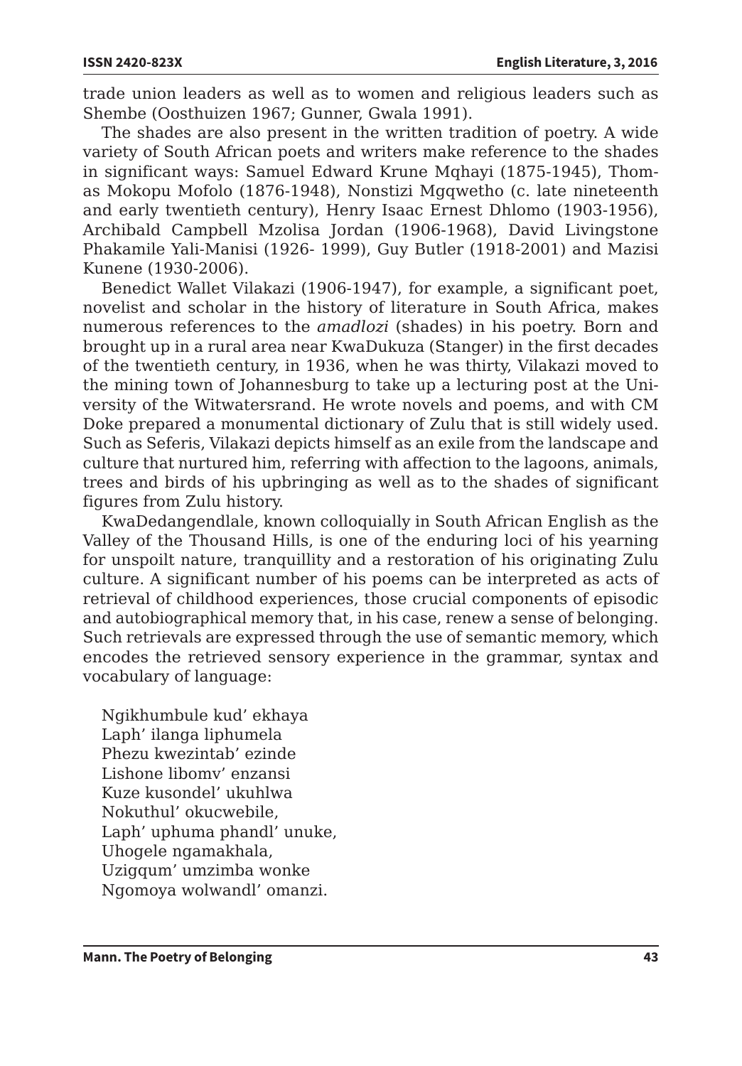trade union leaders as well as to women and religious leaders such as Shembe (Oosthuizen 1967; Gunner, Gwala 1991).

The shades are also present in the written tradition of poetry. A wide variety of South African poets and writers make reference to the shades in significant ways: Samuel Edward Krune Mqhayi (1875-1945), Thomas Mokopu Mofolo (1876-1948), Nonstizi Mgqwetho (c. late nineteenth and early twentieth century), Henry Isaac Ernest Dhlomo (1903-1956), Archibald Campbell Mzolisa Jordan (1906-1968), David Livingstone Phakamile Yali-Manisi (1926- 1999), Guy Butler (1918-2001) and Mazisi Kunene (1930-2006).

Benedict Wallet Vilakazi (1906-1947), for example, a significant poet, novelist and scholar in the history of literature in South Africa, makes numerous references to the *amadlozi* (shades) in his poetry. Born and brought up in a rural area near KwaDukuza (Stanger) in the first decades of the twentieth century, in 1936, when he was thirty, Vilakazi moved to the mining town of Johannesburg to take up a lecturing post at the University of the Witwatersrand. He wrote novels and poems, and with CM Doke prepared a monumental dictionary of Zulu that is still widely used. Such as Seferis, Vilakazi depicts himself as an exile from the landscape and culture that nurtured him, referring with affection to the lagoons, animals, trees and birds of his upbringing as well as to the shades of significant figures from Zulu history.

KwaDedangendlale, known colloquially in South African English as the Valley of the Thousand Hills, is one of the enduring loci of his yearning for unspoilt nature, tranquillity and a restoration of his originating Zulu culture. A significant number of his poems can be interpreted as acts of retrieval of childhood experiences, those crucial components of episodic and autobiographical memory that, in his case, renew a sense of belonging. Such retrievals are expressed through the use of semantic memory, which encodes the retrieved sensory experience in the grammar, syntax and vocabulary of language:

> Ngikhumbule kud' ekhaya  
> Laph' ilanga liphumela  
> Phezu kwezintab' ezinde  
> Lishone libomv' enzansi  
> Kuze kusondel' ukuhlwa  
> Nokuthul' okucwebile,  
> Laph' uphuma phandl' unuke,  
> Uhogele ngamakhala,  
> Uzigqum' umzimba wonke  
> Ngomoya wolwandl' omanzi.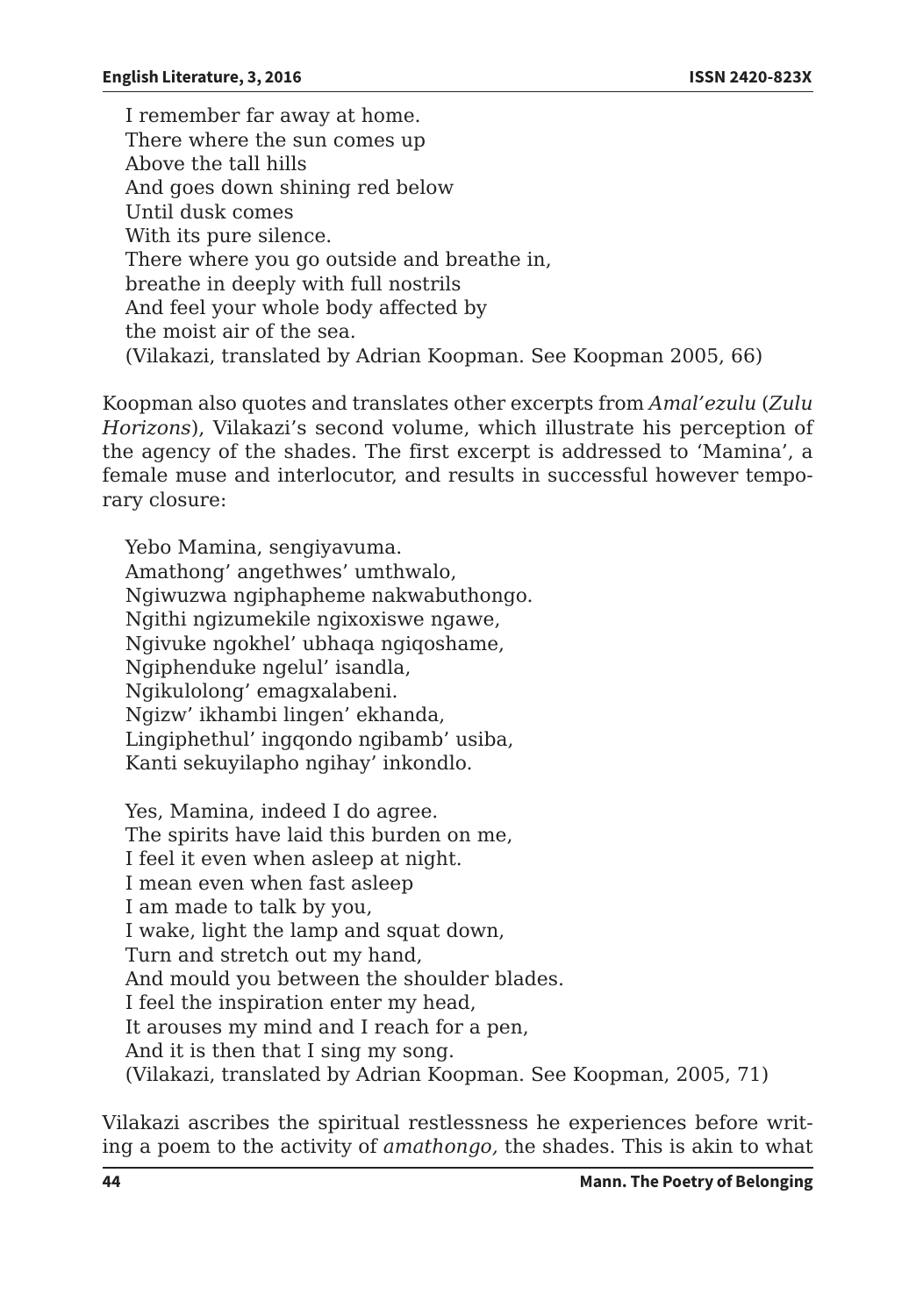I remember far away at home.  
There where the sun comes up  
Above the tall hills  
And goes down shining red below  
Until dusk comes  
With its pure silence.  
There where you go outside and breathe in,  
breathe in deeply with full nostrils  
And feel your whole body affected by  
the moist air of the sea.  
(Vilakazi, translated by Adrian Koopman. See Koopman 2005, 66)

Koopman also quotes and translates other excerpts from *Amal'ezulu* (*Zulu Horizons*), Vilakazi's second volume, which illustrate his perception of the agency of the shades. The first excerpt is addressed to 'Mamina', a female muse and interlocutor, and results in successful however temporary closure:

Yebo Mamina, sengiyavuma.  
Amathong' angethwes' umthwalo,  
Ngiwuzwa ngiphapheme nakwabuthongo.  
Ngithi ngizumekile ngixoxiswe ngawe,  
Ngivuke ngokhel' ubhaqa ngiqoshame,  
Ngiphenduke ngelul' isandla,  
Ngikulolong' emagxalabeni.  
Ngizw' ikhambi lingen' ekhanda,  
Lingiphethul' ingqondo ngibamb' usiba,  
Kanti sekuyilapho ngihay' inkondlo.

Yes, Mamina, indeed I do agree.  
The spirits have laid this burden on me,  
I feel it even when asleep at night.  
I mean even when fast asleep  
I am made to talk by you,  
I wake, light the lamp and squat down,  
Turn and stretch out my hand,  
And mould you between the shoulder blades.  
I feel the inspiration enter my head,  
It arouses my mind and I reach for a pen,  
And it is then that I sing my song.  
(Vilakazi, translated by Adrian Koopman. See Koopman, 2005, 71)

Vilakazi ascribes the spiritual restlessness he experiences before writing a poem to the activity of *amathongo,* the shades. This is akin to what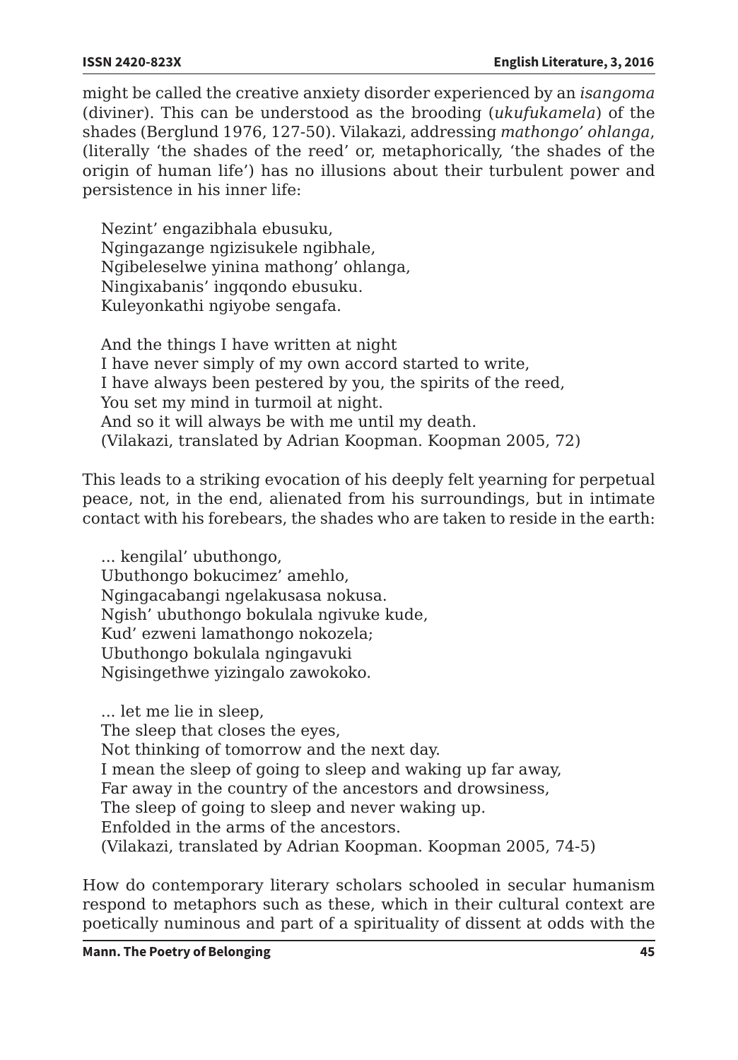might be called the creative anxiety disorder experienced by an *isangoma* (diviner). This can be understood as the brooding (*ukufukamela*) of the shades (Berglund 1976, 127-50). Vilakazi, addressing *mathongo' ohlanga*, (literally 'the shades of the reed' or, metaphorically, 'the shades of the origin of human life') has no illusions about their turbulent power and persistence in his inner life:

> Nezint' engazibhala ebusuku,  
> Ngingazange ngizisukele ngibhale,  
> Ngibeleselwe yinina mathong' ohlanga,  
> Ningixabanis' ingqondo ebusuku.  
> Kuleyonkathi ngiyobe sengafa.
>
> And the things I have written at night  
> I have never simply of my own accord started to write,  
> I have always been pestered by you, the spirits of the reed,  
> You set my mind in turmoil at night.  
> And so it will always be with me until my death.  
> (Vilakazi, translated by Adrian Koopman. Koopman 2005, 72)

This leads to a striking evocation of his deeply felt yearning for perpetual peace, not, in the end, alienated from his surroundings, but in intimate contact with his forebears, the shades who are taken to reside in the earth:

> ... kengilal' ubuthongo,  
> Ubuthongo bokucimez' amehlo,  
> Ngingacabangi ngelakusasa nokusa.  
> Ngish' ubuthongo bokulala ngivuke kude,  
> Kud' ezweni lamathongo nokozela;  
> Ubuthongo bokulala ngingavuki  
> Ngisingethwe yizingalo zawokoko.
>
> ... let me lie in sleep,  
> The sleep that closes the eyes,  
> Not thinking of tomorrow and the next day.  
> I mean the sleep of going to sleep and waking up far away,  
> Far away in the country of the ancestors and drowsiness,  
> The sleep of going to sleep and never waking up.  
> Enfolded in the arms of the ancestors.  
> (Vilakazi, translated by Adrian Koopman. Koopman 2005, 74-5)

How do contemporary literary scholars schooled in secular humanism respond to metaphors such as these, which in their cultural context are poetically numinous and part of a spirituality of dissent at odds with the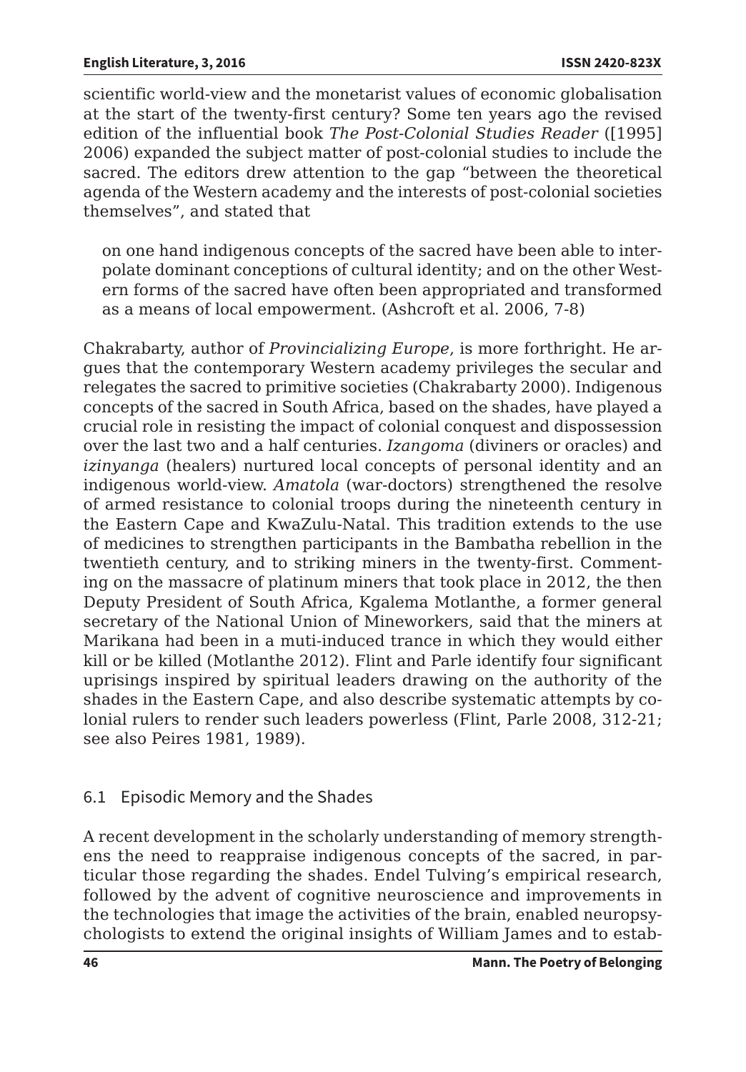scientific world-view and the monetarist values of economic globalisation at the start of the twenty-first century? Some ten years ago the revised edition of the influential book *The Post-Colonial Studies Reader* ([1995] 2006) expanded the subject matter of post-colonial studies to include the sacred. The editors drew attention to the gap "between the theoretical agenda of the Western academy and the interests of post-colonial societies themselves", and stated that

> on one hand indigenous concepts of the sacred have been able to interpolate dominant conceptions of cultural identity; and on the other Western forms of the sacred have often been appropriated and transformed as a means of local empowerment. (Ashcroft et al. 2006, 7-8)

Chakrabarty, author of *Provincializing Europe*, is more forthright. He argues that the contemporary Western academy privileges the secular and relegates the sacred to primitive societies (Chakrabarty 2000). Indigenous concepts of the sacred in South Africa, based on the shades, have played a crucial role in resisting the impact of colonial conquest and dispossession over the last two and a half centuries. *Izangoma* (diviners or oracles) and *izinyanga* (healers) nurtured local concepts of personal identity and an indigenous world-view. *Amatola* (war-doctors) strengthened the resolve of armed resistance to colonial troops during the nineteenth century in the Eastern Cape and KwaZulu-Natal. This tradition extends to the use of medicines to strengthen participants in the Bambatha rebellion in the twentieth century, and to striking miners in the twenty-first. Commenting on the massacre of platinum miners that took place in 2012, the then Deputy President of South Africa, Kgalema Motlanthe, a former general secretary of the National Union of Mineworkers, said that the miners at Marikana had been in a muti-induced trance in which they would either kill or be killed (Motlanthe 2012). Flint and Parle identify four significant uprisings inspired by spiritual leaders drawing on the authority of the shades in the Eastern Cape, and also describe systematic attempts by colonial rulers to render such leaders powerless (Flint, Parle 2008, 312-21; see also Peires 1981, 1989).

## 6.1 Episodic Memory and the Shades

A recent development in the scholarly understanding of memory strengthens the need to reappraise indigenous concepts of the sacred, in particular those regarding the shades. Endel Tulving's empirical research, followed by the advent of cognitive neuroscience and improvements in the technologies that image the activities of the brain, enabled neuropsychologists to extend the original insights of William James and to estab-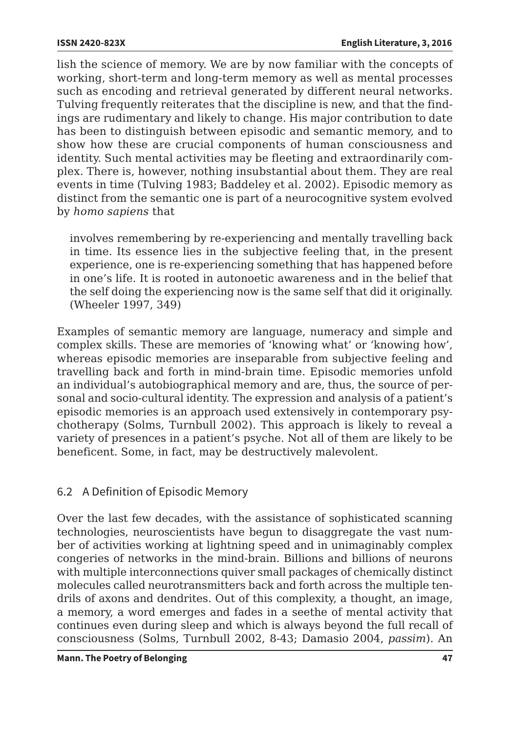lish the science of memory. We are by now familiar with the concepts of working, short-term and long-term memory as well as mental processes such as encoding and retrieval generated by different neural networks. Tulving frequently reiterates that the discipline is new, and that the findings are rudimentary and likely to change. His major contribution to date has been to distinguish between episodic and semantic memory, and to show how these are crucial components of human consciousness and identity. Such mental activities may be fleeting and extraordinarily complex. There is, however, nothing insubstantial about them. They are real events in time (Tulving 1983; Baddeley et al. 2002). Episodic memory as distinct from the semantic one is part of a neurocognitive system evolved by *homo sapiens* that

> involves remembering by re-experiencing and mentally travelling back in time. Its essence lies in the subjective feeling that, in the present experience, one is re-experiencing something that has happened before in one's life. It is rooted in autonoetic awareness and in the belief that the self doing the experiencing now is the same self that did it originally. (Wheeler 1997, 349)

Examples of semantic memory are language, numeracy and simple and complex skills. These are memories of 'knowing what' or 'knowing how', whereas episodic memories are inseparable from subjective feeling and travelling back and forth in mind-brain time. Episodic memories unfold an individual's autobiographical memory and are, thus, the source of personal and socio-cultural identity. The expression and analysis of a patient's episodic memories is an approach used extensively in contemporary psychotherapy (Solms, Turnbull 2002). This approach is likely to reveal a variety of presences in a patient's psyche. Not all of them are likely to be beneficent. Some, in fact, may be destructively malevolent.

## 6.2 A Definition of Episodic Memory

Over the last few decades, with the assistance of sophisticated scanning technologies, neuroscientists have begun to disaggregate the vast number of activities working at lightning speed and in unimaginably complex congeries of networks in the mind-brain. Billions and billions of neurons with multiple interconnections quiver small packages of chemically distinct molecules called neurotransmitters back and forth across the multiple tendrils of axons and dendrites. Out of this complexity, a thought, an image, a memory, a word emerges and fades in a seethe of mental activity that continues even during sleep and which is always beyond the full recall of consciousness (Solms, Turnbull 2002, 8-43; Damasio 2004, *passim*). An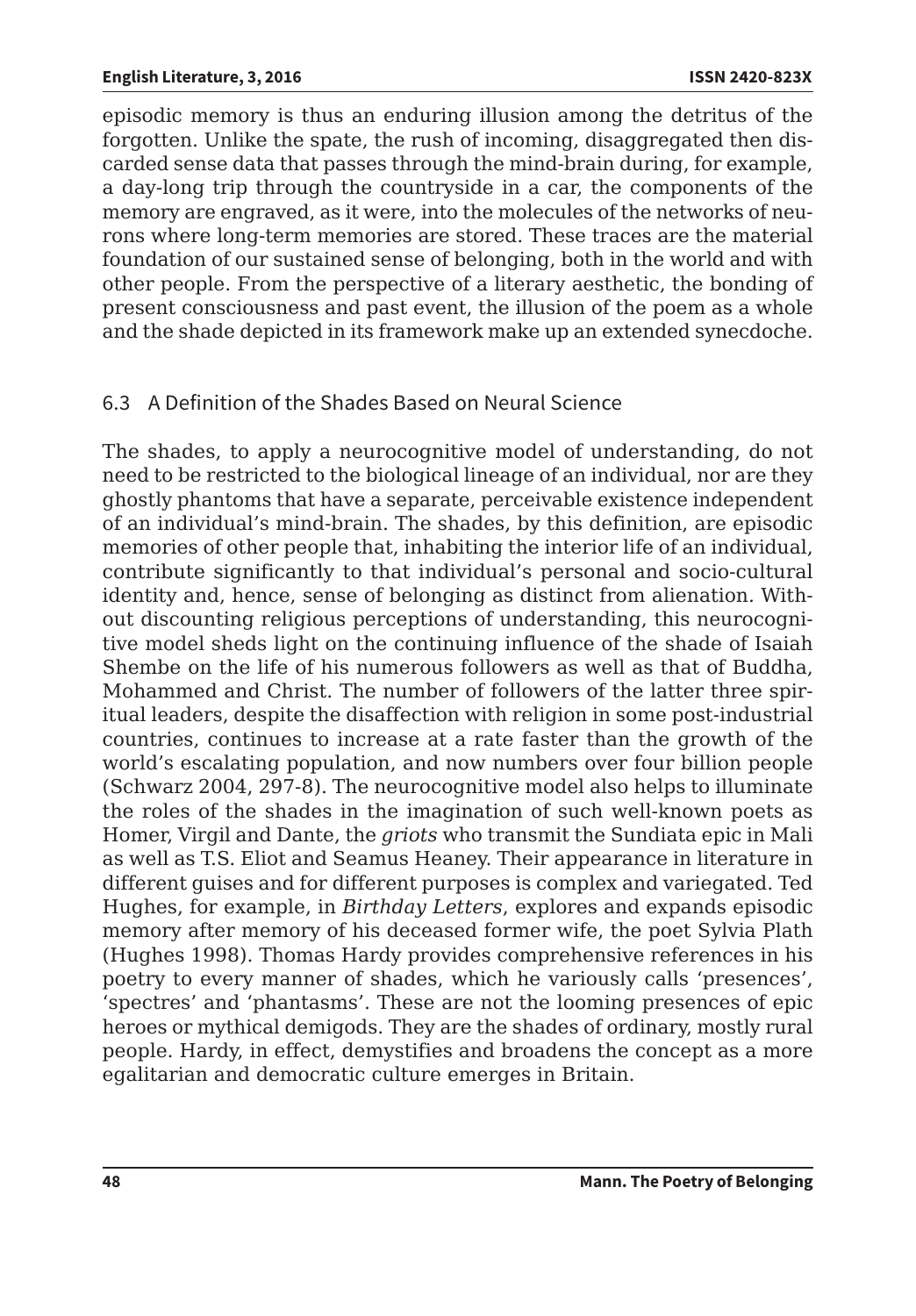episodic memory is thus an enduring illusion among the detritus of the forgotten. Unlike the spate, the rush of incoming, disaggregated then discarded sense data that passes through the mind-brain during, for example, a day-long trip through the countryside in a car, the components of the memory are engraved, as it were, into the molecules of the networks of neurons where long-term memories are stored. These traces are the material foundation of our sustained sense of belonging, both in the world and with other people. From the perspective of a literary aesthetic, the bonding of present consciousness and past event, the illusion of the poem as a whole and the shade depicted in its framework make up an extended synecdoche.

### 6.3 A Definition of the Shades Based on Neural Science

The shades, to apply a neurocognitive model of understanding, do not need to be restricted to the biological lineage of an individual, nor are they ghostly phantoms that have a separate, perceivable existence independent of an individual's mind-brain. The shades, by this definition, are episodic memories of other people that, inhabiting the interior life of an individual, contribute significantly to that individual's personal and socio-cultural identity and, hence, sense of belonging as distinct from alienation. Without discounting religious perceptions of understanding, this neurocognitive model sheds light on the continuing influence of the shade of Isaiah Shembe on the life of his numerous followers as well as that of Buddha, Mohammed and Christ. The number of followers of the latter three spiritual leaders, despite the disaffection with religion in some post-industrial countries, continues to increase at a rate faster than the growth of the world's escalating population, and now numbers over four billion people (Schwarz 2004, 297-8). The neurocognitive model also helps to illuminate the roles of the shades in the imagination of such well-known poets as Homer, Virgil and Dante, the *griots* who transmit the Sundiata epic in Mali as well as T.S. Eliot and Seamus Heaney. Their appearance in literature in different guises and for different purposes is complex and variegated. Ted Hughes, for example, in *Birthday Letters*, explores and expands episodic memory after memory of his deceased former wife, the poet Sylvia Plath (Hughes 1998). Thomas Hardy provides comprehensive references in his poetry to every manner of shades, which he variously calls 'presences', 'spectres' and 'phantasms'. These are not the looming presences of epic heroes or mythical demigods. They are the shades of ordinary, mostly rural people. Hardy, in effect, demystifies and broadens the concept as a more egalitarian and democratic culture emerges in Britain.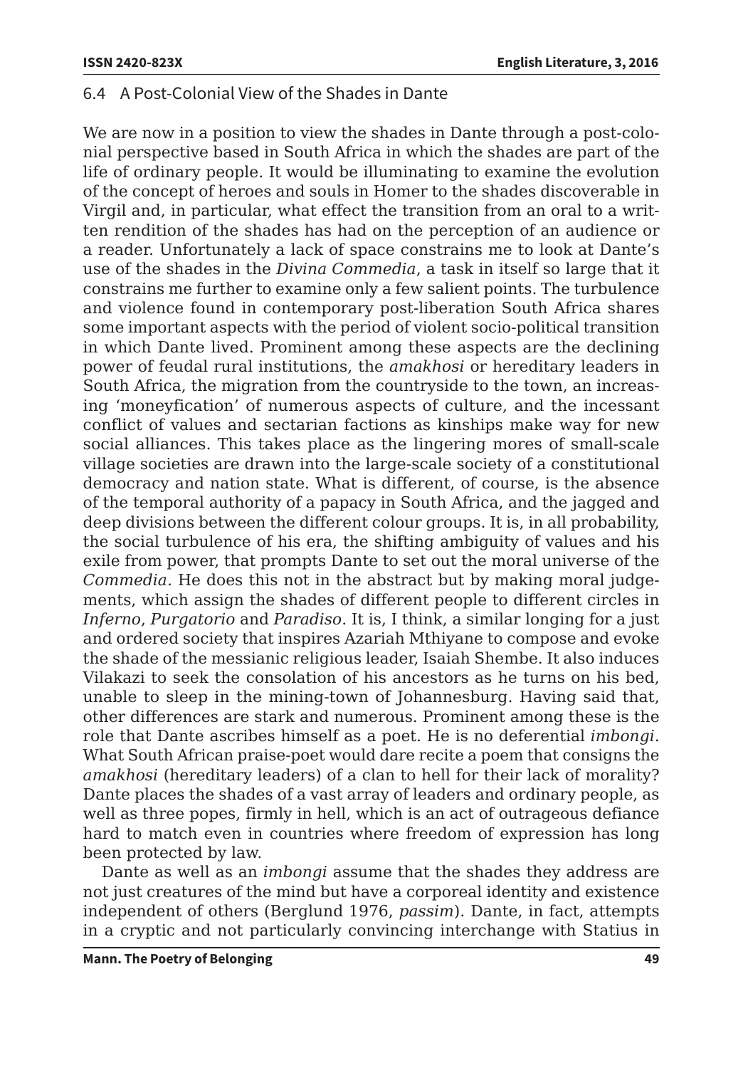### 6.4 A Post-Colonial View of the Shades in Dante

We are now in a position to view the shades in Dante through a post-colonial perspective based in South Africa in which the shades are part of the life of ordinary people. It would be illuminating to examine the evolution of the concept of heroes and souls in Homer to the shades discoverable in Virgil and, in particular, what effect the transition from an oral to a written rendition of the shades has had on the perception of an audience or a reader. Unfortunately a lack of space constrains me to look at Dante's use of the shades in the *Divina Commedia*, a task in itself so large that it constrains me further to examine only a few salient points. The turbulence and violence found in contemporary post-liberation South Africa shares some important aspects with the period of violent socio-political transition in which Dante lived. Prominent among these aspects are the declining power of feudal rural institutions, the *amakhosi* or hereditary leaders in South Africa, the migration from the countryside to the town, an increasing 'moneyfication' of numerous aspects of culture, and the incessant conflict of values and sectarian factions as kinships make way for new social alliances. This takes place as the lingering mores of small-scale village societies are drawn into the large-scale society of a constitutional democracy and nation state. What is different, of course, is the absence of the temporal authority of a papacy in South Africa, and the jagged and deep divisions between the different colour groups. It is, in all probability, the social turbulence of his era, the shifting ambiguity of values and his exile from power, that prompts Dante to set out the moral universe of the *Commedia*. He does this not in the abstract but by making moral judgements, which assign the shades of different people to different circles in *Inferno*, *Purgatorio* and *Paradiso*. It is, I think, a similar longing for a just and ordered society that inspires Azariah Mthiyane to compose and evoke the shade of the messianic religious leader, Isaiah Shembe. It also induces Vilakazi to seek the consolation of his ancestors as he turns on his bed, unable to sleep in the mining-town of Johannesburg. Having said that, other differences are stark and numerous. Prominent among these is the role that Dante ascribes himself as a poet. He is no deferential *imbongi*. What South African praise-poet would dare recite a poem that consigns the *amakhosi* (hereditary leaders) of a clan to hell for their lack of morality? Dante places the shades of a vast array of leaders and ordinary people, as well as three popes, firmly in hell, which is an act of outrageous defiance hard to match even in countries where freedom of expression has long been protected by law.

Dante as well as an *imbongi* assume that the shades they address are not just creatures of the mind but have a corporeal identity and existence independent of others (Berglund 1976, *passim*). Dante, in fact, attempts in a cryptic and not particularly convincing interchange with Statius in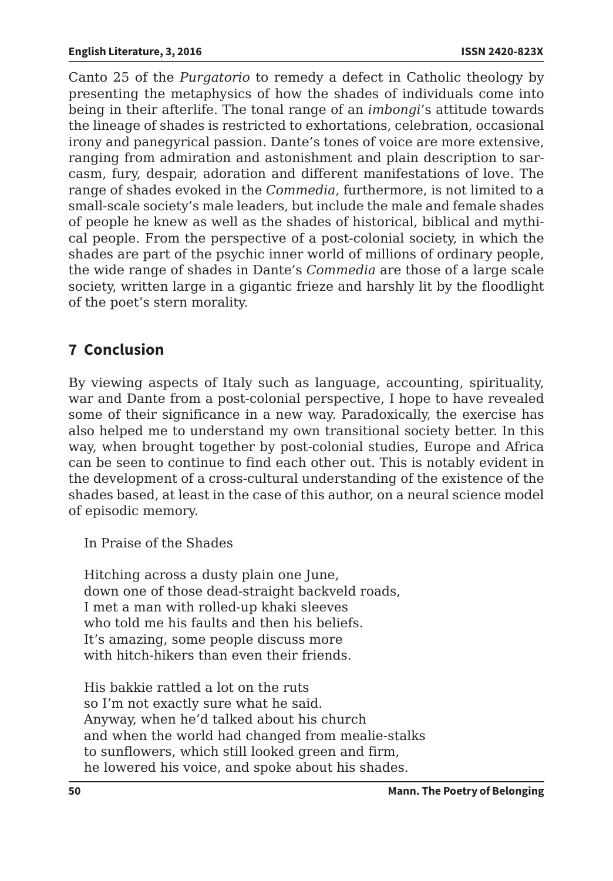Canto 25 of the *Purgatorio* to remedy a defect in Catholic theology by presenting the metaphysics of how the shades of individuals come into being in their afterlife. The tonal range of an *imbongi*'s attitude towards the lineage of shades is restricted to exhortations, celebration, occasional irony and panegyrical passion. Dante's tones of voice are more extensive, ranging from admiration and astonishment and plain description to sarcasm, fury, despair, adoration and different manifestations of love. The range of shades evoked in the *Commedia,* furthermore, is not limited to a small-scale society's male leaders, but include the male and female shades of people he knew as well as the shades of historical, biblical and mythical people. From the perspective of a post-colonial society, in which the shades are part of the psychic inner world of millions of ordinary people, the wide range of shades in Dante's *Commedia* are those of a large scale society, written large in a gigantic frieze and harshly lit by the floodlight of the poet's stern morality.

## 7 Conclusion

By viewing aspects of Italy such as language, accounting, spirituality, war and Dante from a post-colonial perspective, I hope to have revealed some of their significance in a new way. Paradoxically, the exercise has also helped me to understand my own transitional society better. In this way, when brought together by post-colonial studies, Europe and Africa can be seen to continue to find each other out. This is notably evident in the development of a cross-cultural understanding of the existence of the shades based, at least in the case of this author, on a neural science model of episodic memory.

In Praise of the Shades

Hitching across a dusty plain one June,  
down one of those dead-straight backveld roads,  
I met a man with rolled-up khaki sleeves  
who told me his faults and then his beliefs.  
It's amazing, some people discuss more  
with hitch-hikers than even their friends.

His bakkie rattled a lot on the ruts  
so I'm not exactly sure what he said.  
Anyway, when he'd talked about his church  
and when the world had changed from mealie-stalks  
to sunflowers, which still looked green and firm,  
he lowered his voice, and spoke about his shades.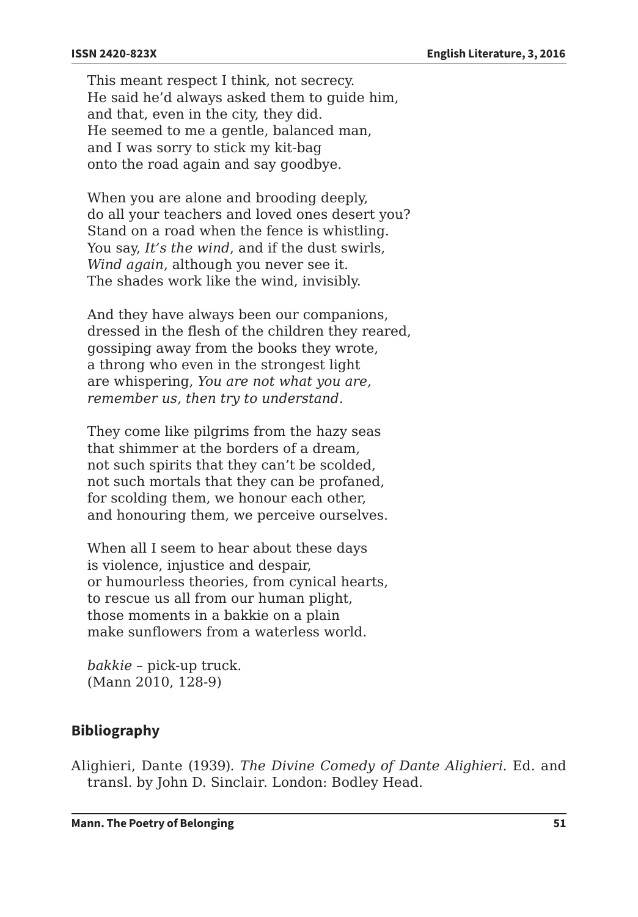This meant respect I think, not secrecy.  
He said he'd always asked them to guide him,  
and that, even in the city, they did.  
He seemed to me a gentle, balanced man,  
and I was sorry to stick my kit-bag  
onto the road again and say goodbye.

When you are alone and brooding deeply,  
do all your teachers and loved ones desert you?  
Stand on a road when the fence is whistling.  
You say, *It's the wind*, and if the dust swirls,  
*Wind again*, although you never see it.  
The shades work like the wind, invisibly.

And they have always been our companions,  
dressed in the flesh of the children they reared,  
gossiping away from the books they wrote,  
a throng who even in the strongest light  
are whispering, *You are not what you are,*  
*remember us, then try to understand.*

They come like pilgrims from the hazy seas  
that shimmer at the borders of a dream,  
not such spirits that they can't be scolded,  
not such mortals that they can be profaned,  
for scolding them, we honour each other,  
and honouring them, we perceive ourselves.

When all I seem to hear about these days  
is violence, injustice and despair,  
or humourless theories, from cynical hearts,  
to rescue us all from our human plight,  
those moments in a bakkie on a plain  
make sunflowers from a waterless world.

*bakkie* – pick-up truck.  
(Mann 2010, 128-9)

## Bibliography

Alighieri, Dante (1939). *The Divine Comedy of Dante Alighieri*. Ed. and transl. by John D. Sinclair. London: Bodley Head.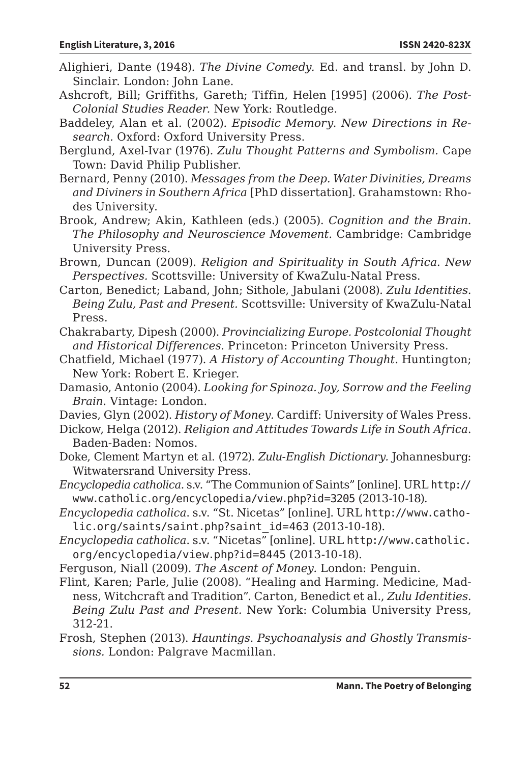Alighieri, Dante (1948). *The Divine Comedy*. Ed. and transl. by John D. Sinclair. London: John Lane.

Ashcroft, Bill; Griffiths, Gareth; Tiffin, Helen [1995] (2006). *The Post-Colonial Studies Reader*. New York: Routledge.

Baddeley, Alan et al. (2002). *Episodic Memory. New Directions in Research*. Oxford: Oxford University Press.

Berglund, Axel-Ivar (1976). *Zulu Thought Patterns and Symbolism*. Cape Town: David Philip Publisher.

Bernard, Penny (2010). *Messages from the Deep. Water Divinities, Dreams and Diviners in Southern Africa* [PhD dissertation]. Grahamstown: Rhodes University.

Brook, Andrew; Akin, Kathleen (eds.) (2005). *Cognition and the Brain. The Philosophy and Neuroscience Movement*. Cambridge: Cambridge University Press.

Brown, Duncan (2009). *Religion and Spirituality in South Africa. New Perspectives*. Scottsville: University of KwaZulu-Natal Press.

Carton, Benedict; Laband, John; Sithole, Jabulani (2008). *Zulu Identities. Being Zulu, Past and Present*. Scottsville: University of KwaZulu-Natal Press.

Chakrabarty, Dipesh (2000). *Provincializing Europe. Postcolonial Thought and Historical Differences*. Princeton: Princeton University Press.

Chatfield, Michael (1977). *A History of Accounting Thought*. Huntington; New York: Robert E. Krieger.

Damasio, Antonio (2004). *Looking for Spinoza. Joy, Sorrow and the Feeling Brain*. Vintage: London.

Davies, Glyn (2002). *History of Money*. Cardiff: University of Wales Press.

Dickow, Helga (2012). *Religion and Attitudes Towards Life in South Africa*. Baden-Baden: Nomos.

Doke, Clement Martyn et al. (1972). *Zulu-English Dictionary*. Johannesburg: Witwatersrand University Press.

*Encyclopedia catholica*. s.v. "The Communion of Saints" [online]. URL http://www.catholic.org/encyclopedia/view.php?id=3205 (2013-10-18).

*Encyclopedia catholica*. s.v. "St. Nicetas" [online]. URL http://www.catholic.org/saints/saint.php?saint_id=463 (2013-10-18).

*Encyclopedia catholica*. s.v. "Nicetas" [online]. URL http://www.catholic.org/encyclopedia/view.php?id=8445 (2013-10-18).

Ferguson, Niall (2009). *The Ascent of Money*. London: Penguin.

Flint, Karen; Parle, Julie (2008). "Healing and Harming. Medicine, Madness, Witchcraft and Tradition". Carton, Benedict et al., *Zulu Identities. Being Zulu Past and Present*. New York: Columbia University Press, 312-21.

Frosh, Stephen (2013). *Hauntings. Psychoanalysis and Ghostly Transmissions*. London: Palgrave Macmillan.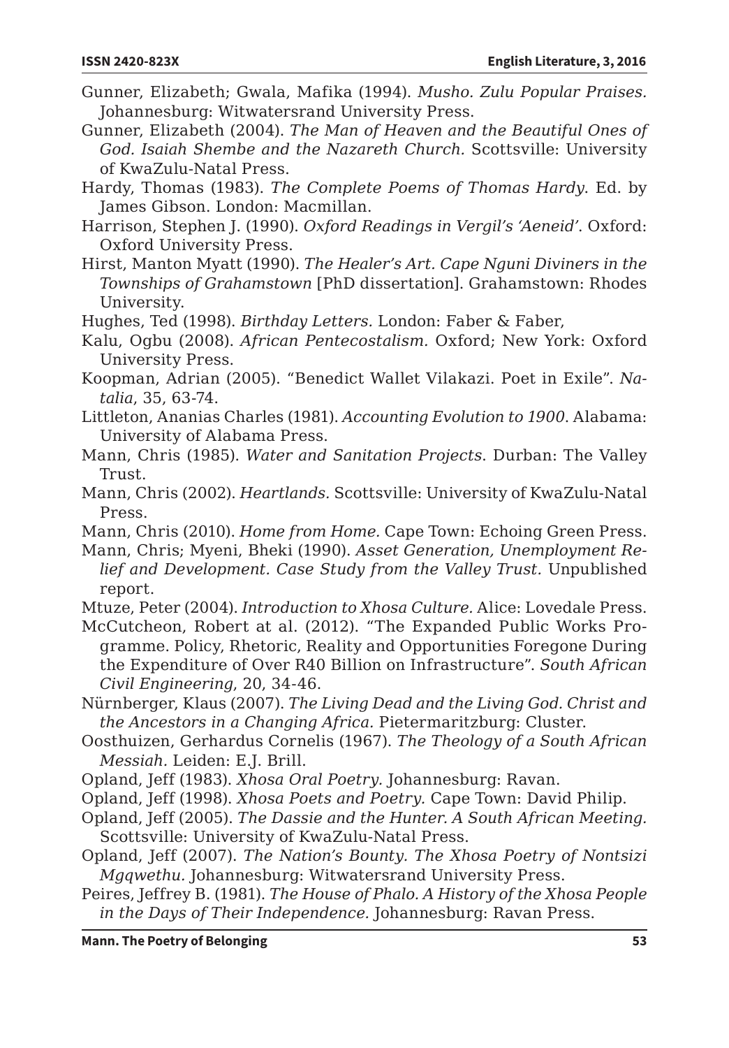Gunner, Elizabeth; Gwala, Mafika (1994). *Musho. Zulu Popular Praises.* Johannesburg: Witwatersrand University Press.

Gunner, Elizabeth (2004). *The Man of Heaven and the Beautiful Ones of God. Isaiah Shembe and the Nazareth Church.* Scottsville: University of KwaZulu-Natal Press.

Hardy, Thomas (1983). *The Complete Poems of Thomas Hardy*. Ed. by James Gibson. London: Macmillan.

Harrison, Stephen J. (1990). *Oxford Readings in Vergil's 'Aeneid'*. Oxford: Oxford University Press.

Hirst, Manton Myatt (1990). *The Healer's Art. Cape Nguni Diviners in the Townships of Grahamstown* [PhD dissertation]. Grahamstown: Rhodes University.

Hughes, Ted (1998). *Birthday Letters.* London: Faber & Faber,

Kalu, Ogbu (2008). *African Pentecostalism.* Oxford; New York: Oxford University Press.

Koopman, Adrian (2005). "Benedict Wallet Vilakazi. Poet in Exile". *Natalia*, 35, 63-74.

Littleton, Ananias Charles (1981). *Accounting Evolution to 1900*. Alabama: University of Alabama Press.

Mann, Chris (1985). *Water and Sanitation Projects*. Durban: The Valley Trust.

Mann, Chris (2002). *Heartlands.* Scottsville: University of KwaZulu-Natal Press.

Mann, Chris (2010). *Home from Home.* Cape Town: Echoing Green Press.

Mann, Chris; Myeni, Bheki (1990). *Asset Generation, Unemployment Relief and Development. Case Study from the Valley Trust.* Unpublished report.

Mtuze, Peter (2004). *Introduction to Xhosa Culture.* Alice: Lovedale Press.

McCutcheon, Robert at al. (2012). "The Expanded Public Works Programme. Policy, Rhetoric, Reality and Opportunities Foregone During the Expenditure of Over R40 Billion on Infrastructure". *South African Civil Engineering*, 20, 34-46.

Nürnberger, Klaus (2007). *The Living Dead and the Living God. Christ and the Ancestors in a Changing Africa.* Pietermaritzburg: Cluster.

Oosthuizen, Gerhardus Cornelis (1967). *The Theology of a South African Messiah.* Leiden: E.J. Brill.

Opland, Jeff (1983). *Xhosa Oral Poetry*. Johannesburg: Ravan.

Opland, Jeff (1998). *Xhosa Poets and Poetry.* Cape Town: David Philip.

Opland, Jeff (2005). *The Dassie and the Hunter. A South African Meeting.* Scottsville: University of KwaZulu-Natal Press.

Opland, Jeff (2007). *The Nation's Bounty. The Xhosa Poetry of Nontsizi Mgqwethu.* Johannesburg: Witwatersrand University Press.

Peires, Jeffrey B. (1981). *The House of Phalo. A History of the Xhosa People in the Days of Their Independence.* Johannesburg: Ravan Press.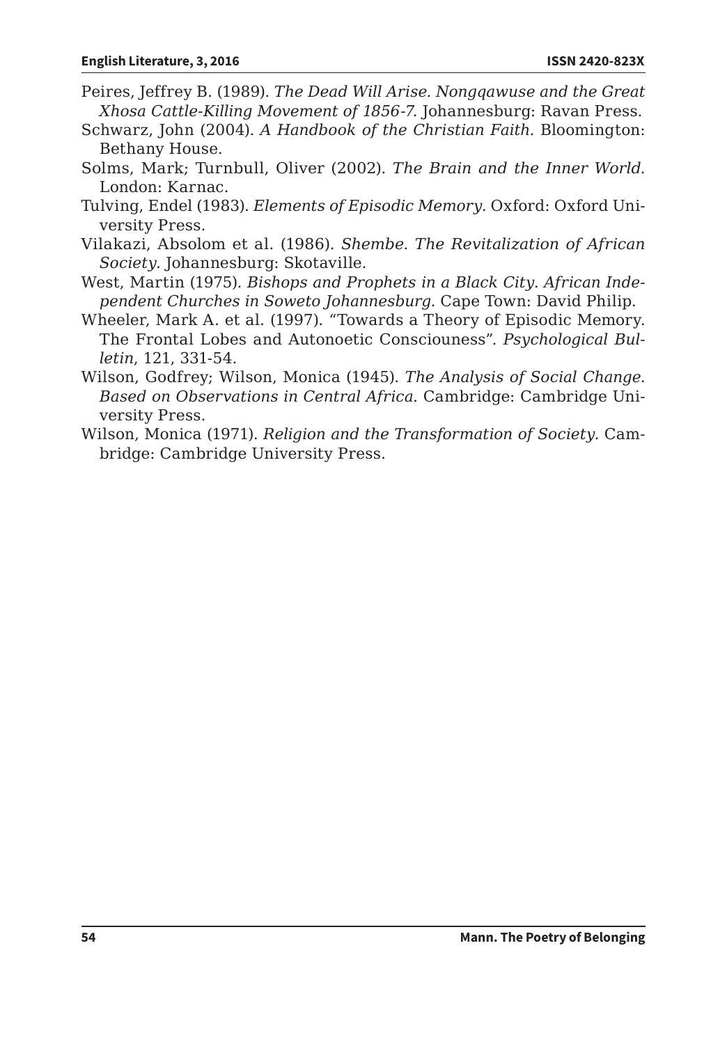Peires, Jeffrey B. (1989). *The Dead Will Arise. Nongqawuse and the Great Xhosa Cattle-Killing Movement of 1856-7.* Johannesburg: Ravan Press.

Schwarz, John (2004). *A Handbook of the Christian Faith.* Bloomington: Bethany House.

Solms, Mark; Turnbull, Oliver (2002). *The Brain and the Inner World.* London: Karnac.

Tulving, Endel (1983). *Elements of Episodic Memory.* Oxford: Oxford University Press.

Vilakazi, Absolom et al. (1986). *Shembe. The Revitalization of African Society.* Johannesburg: Skotaville.

West, Martin (1975). *Bishops and Prophets in a Black City. African Independent Churches in Soweto Johannesburg.* Cape Town: David Philip.

Wheeler, Mark A. et al. (1997). "Towards a Theory of Episodic Memory. The Frontal Lobes and Autonoetic Consciouness". *Psychological Bulletin*, 121, 331-54.

Wilson, Godfrey; Wilson, Monica (1945). *The Analysis of Social Change. Based on Observations in Central Africa.* Cambridge: Cambridge University Press.

Wilson, Monica (1971). *Religion and the Transformation of Society.* Cambridge: Cambridge University Press.